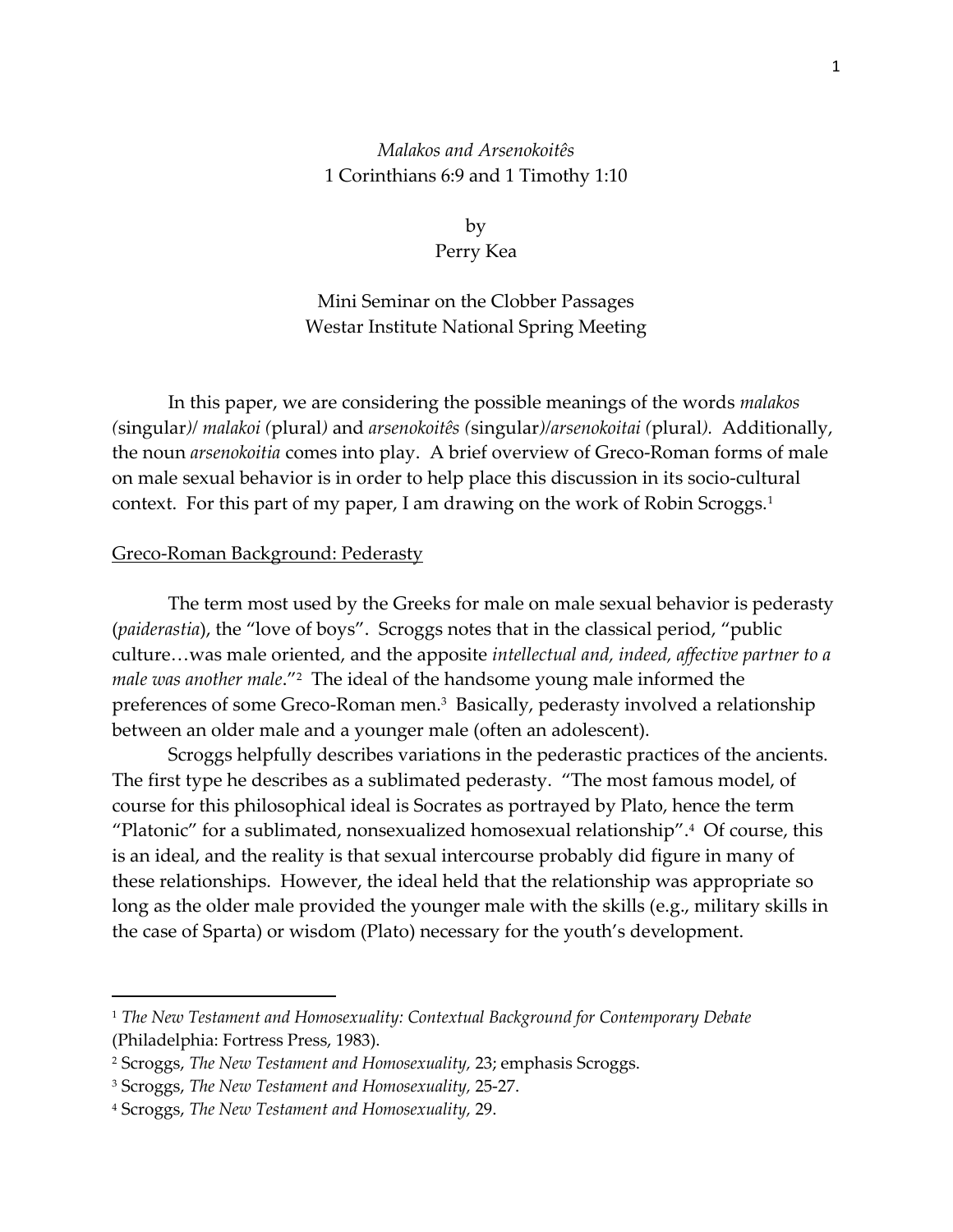*Malakos and Arsenokoitês*
1 Corinthians 6:9 and 1 Timothy 1:10

by
Perry Kea

Mini Seminar on the Clobber Passages
Westar Institute National Spring Meeting

In this paper, we are considering the possible meanings of the words *malakos (*singular*)/ malakoi (*plural*)* and *arsenokoitês (*singular*)/arsenokoitai (*plural*).* Additionally, the noun *arsenokoitia* comes into play. A brief overview of Greco-Roman forms of male on male sexual behavior is in order to help place this discussion in its socio-cultural context. For this part of my paper, I am drawing on the work of Robin Scroggs.[1]

## Greco-Roman Background: Pederasty

The term most used by the Greeks for male on male sexual behavior is pederasty (*paiderastia*), the "love of boys". Scroggs notes that in the classical period, "public culture…was male oriented, and the apposite *intellectual and, indeed, affective partner to a male was another male*."[2] The ideal of the handsome young male informed the preferences of some Greco-Roman men.[3] Basically, pederasty involved a relationship between an older male and a younger male (often an adolescent).

Scroggs helpfully describes variations in the pederastic practices of the ancients. The first type he describes as a sublimated pederasty. "The most famous model, of course for this philosophical ideal is Socrates as portrayed by Plato, hence the term "Platonic" for a sublimated, nonsexualized homosexual relationship".[4] Of course, this is an ideal, and the reality is that sexual intercourse probably did figure in many of these relationships. However, the ideal held that the relationship was appropriate so long as the older male provided the younger male with the skills (e.g., military skills in the case of Sparta) or wisdom (Plato) necessary for the youth's development.

---

[1] *The New Testament and Homosexuality: Contextual Background for Contemporary Debate* (Philadelphia: Fortress Press, 1983).

[2] Scroggs, *The New Testament and Homosexuality,* 23; emphasis Scroggs.

[3] Scroggs, *The New Testament and Homosexuality,* 25-27.

[4] Scroggs, *The New Testament and Homosexuality,* 29.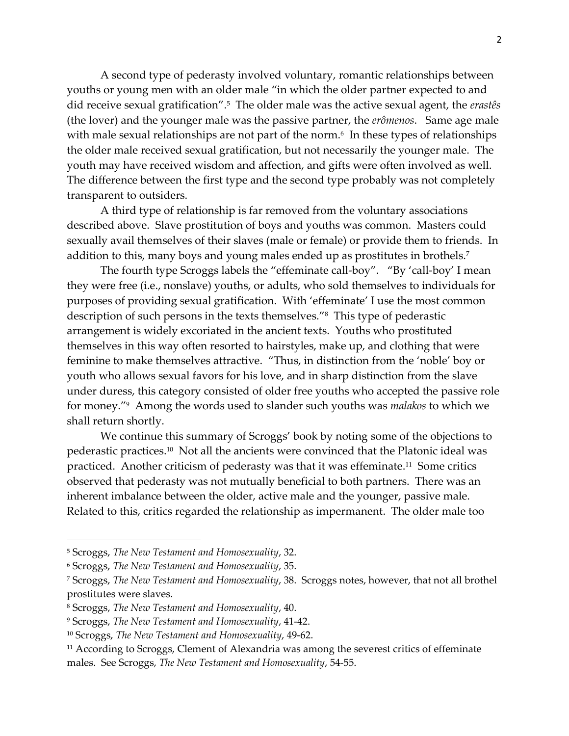A second type of pederasty involved voluntary, romantic relationships between youths or young men with an older male "in which the older partner expected to and did receive sexual gratification".[5] The older male was the active sexual agent, the *erastês* (the lover) and the younger male was the passive partner, the *erômenos*. Same age male with male sexual relationships are not part of the norm.[6] In these types of relationships the older male received sexual gratification, but not necessarily the younger male. The youth may have received wisdom and affection, and gifts were often involved as well. The difference between the first type and the second type probably was not completely transparent to outsiders.

A third type of relationship is far removed from the voluntary associations described above. Slave prostitution of boys and youths was common. Masters could sexually avail themselves of their slaves (male or female) or provide them to friends. In addition to this, many boys and young males ended up as prostitutes in brothels.[7]

The fourth type Scroggs labels the "effeminate call-boy". "By 'call-boy' I mean they were free (i.e., nonslave) youths, or adults, who sold themselves to individuals for purposes of providing sexual gratification. With 'effeminate' I use the most common description of such persons in the texts themselves."[8] This type of pederastic arrangement is widely excoriated in the ancient texts. Youths who prostituted themselves in this way often resorted to hairstyles, make up, and clothing that were feminine to make themselves attractive. "Thus, in distinction from the 'noble' boy or youth who allows sexual favors for his love, and in sharp distinction from the slave under duress, this category consisted of older free youths who accepted the passive role for money."[9] Among the words used to slander such youths was *malakos* to which we shall return shortly.

We continue this summary of Scroggs' book by noting some of the objections to pederastic practices.[10] Not all the ancients were convinced that the Platonic ideal was practiced. Another criticism of pederasty was that it was effeminate.[11] Some critics observed that pederasty was not mutually beneficial to both partners. There was an inherent imbalance between the older, active male and the younger, passive male. Related to this, critics regarded the relationship as impermanent. The older male too

---

[5] Scroggs, *The New Testament and Homosexuality*, 32.

[6] Scroggs, *The New Testament and Homosexuality*, 35.

[7] Scroggs, *The New Testament and Homosexuality*, 38. Scroggs notes, however, that not all brothel prostitutes were slaves.

[8] Scroggs, *The New Testament and Homosexuality*, 40.

[9] Scroggs, *The New Testament and Homosexuality*, 41-42.

[10] Scroggs, *The New Testament and Homosexuality*, 49-62.

[11] According to Scroggs, Clement of Alexandria was among the severest critics of effeminate males. See Scroggs, *The New Testament and Homosexuality*, 54-55.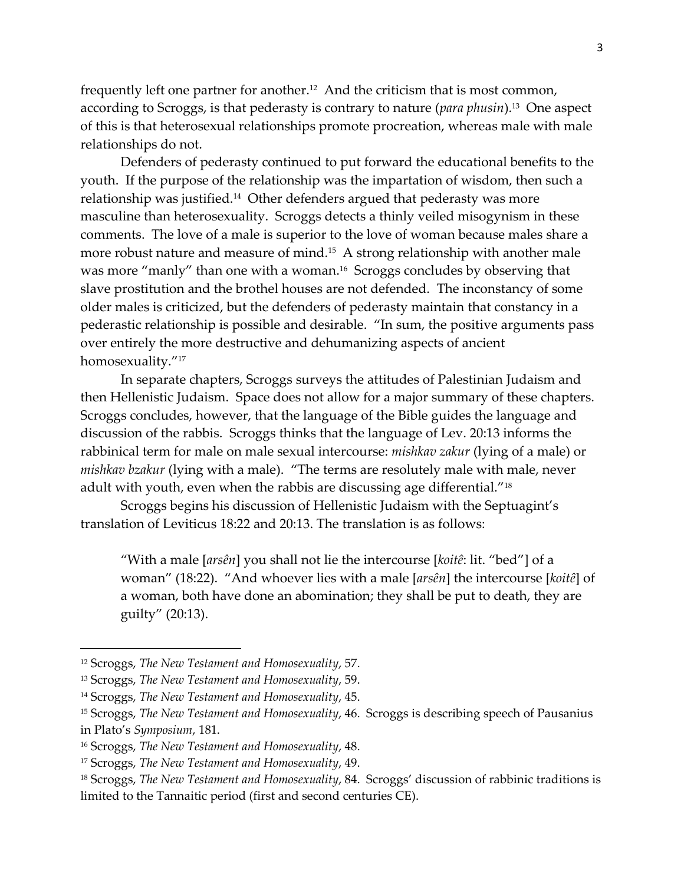frequently left one partner for another.[12] And the criticism that is most common, according to Scroggs, is that pederasty is contrary to nature (*para phusin*).[13] One aspect of this is that heterosexual relationships promote procreation, whereas male with male relationships do not.

Defenders of pederasty continued to put forward the educational benefits to the youth. If the purpose of the relationship was the impartation of wisdom, then such a relationship was justified.[14] Other defenders argued that pederasty was more masculine than heterosexuality. Scroggs detects a thinly veiled misogynism in these comments. The love of a male is superior to the love of woman because males share a more robust nature and measure of mind.[15] A strong relationship with another male was more "manly" than one with a woman.[16] Scroggs concludes by observing that slave prostitution and the brothel houses are not defended. The inconstancy of some older males is criticized, but the defenders of pederasty maintain that constancy in a pederastic relationship is possible and desirable. "In sum, the positive arguments pass over entirely the more destructive and dehumanizing aspects of ancient homosexuality."[17]

In separate chapters, Scroggs surveys the attitudes of Palestinian Judaism and then Hellenistic Judaism. Space does not allow for a major summary of these chapters. Scroggs concludes, however, that the language of the Bible guides the language and discussion of the rabbis. Scroggs thinks that the language of Lev. 20:13 informs the rabbinical term for male on male sexual intercourse: *mishkav zakur* (lying of a male) or *mishkav bzakur* (lying with a male). "The terms are resolutely male with male, never adult with youth, even when the rabbis are discussing age differential."[18]

Scroggs begins his discussion of Hellenistic Judaism with the Septuagint's translation of Leviticus 18:22 and 20:13. The translation is as follows:

> "With a male [*arsên*] you shall not lie the intercourse [*koitê*: lit. "bed"] of a woman" (18:22). "And whoever lies with a male [*arsên*] the intercourse [*koitê*] of a woman, both have done an abomination; they shall be put to death, they are guilty" (20:13).

---

[12] Scroggs, *The New Testament and Homosexuality*, 57.

[13] Scroggs, *The New Testament and Homosexuality*, 59.

[14] Scroggs, *The New Testament and Homosexuality*, 45.

[15] Scroggs, *The New Testament and Homosexuality*, 46. Scroggs is describing speech of Pausanius in Plato's *Symposium*, 181.

[16] Scroggs, *The New Testament and Homosexuality*, 48.

[17] Scroggs, *The New Testament and Homosexuality*, 49.

[18] Scroggs, *The New Testament and Homosexuality*, 84. Scroggs' discussion of rabbinic traditions is limited to the Tannaitic period (first and second centuries CE).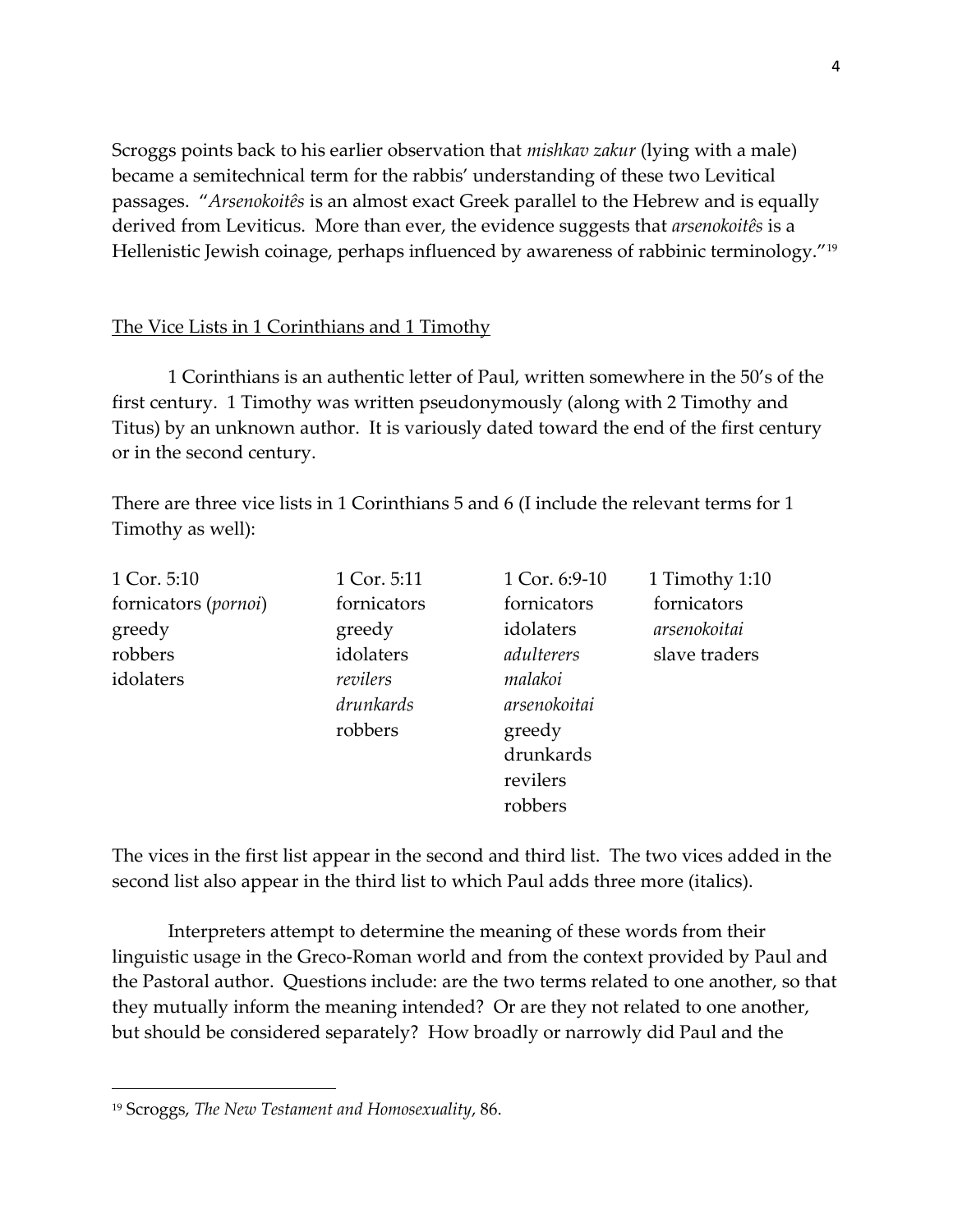Scroggs points back to his earlier observation that *mishkav zakur* (lying with a male) became a semitechnical term for the rabbis' understanding of these two Levitical passages. "*Arsenokoitês* is an almost exact Greek parallel to the Hebrew and is equally derived from Leviticus. More than ever, the evidence suggests that *arsenokoitês* is a Hellenistic Jewish coinage, perhaps influenced by awareness of rabbinic terminology."[19]

## The Vice Lists in 1 Corinthians and 1 Timothy

1 Corinthians is an authentic letter of Paul, written somewhere in the 50's of the first century. 1 Timothy was written pseudonymously (along with 2 Timothy and Titus) by an unknown author. It is variously dated toward the end of the first century or in the second century.

There are three vice lists in 1 Corinthians 5 and 6 (I include the relevant terms for 1 Timothy as well):

| 1 Cor. 5:10 | 1 Cor. 5:11 | 1 Cor. 6:9-10 | 1 Timothy 1:10 |
|---|---|---|---|
| fornicators (*pornoi*) | fornicators | fornicators | fornicators |
| greedy | greedy | idolaters | *arsenokoitai* |
| robbers | idolaters | *adulterers* | slave traders |
| idolaters | *revilers* | *malakoi* | |
| | *drunkards* | *arsenokoitai* | |
| | robbers | greedy | |
| | | drunkards | |
| | | revilers | |
| | | robbers | |

The vices in the first list appear in the second and third list. The two vices added in the second list also appear in the third list to which Paul adds three more (italics).

Interpreters attempt to determine the meaning of these words from their linguistic usage in the Greco-Roman world and from the context provided by Paul and the Pastoral author. Questions include: are the two terms related to one another, so that they mutually inform the meaning intended? Or are they not related to one another, but should be considered separately? How broadly or narrowly did Paul and the

---

[19] Scroggs, *The New Testament and Homosexuality*, 86.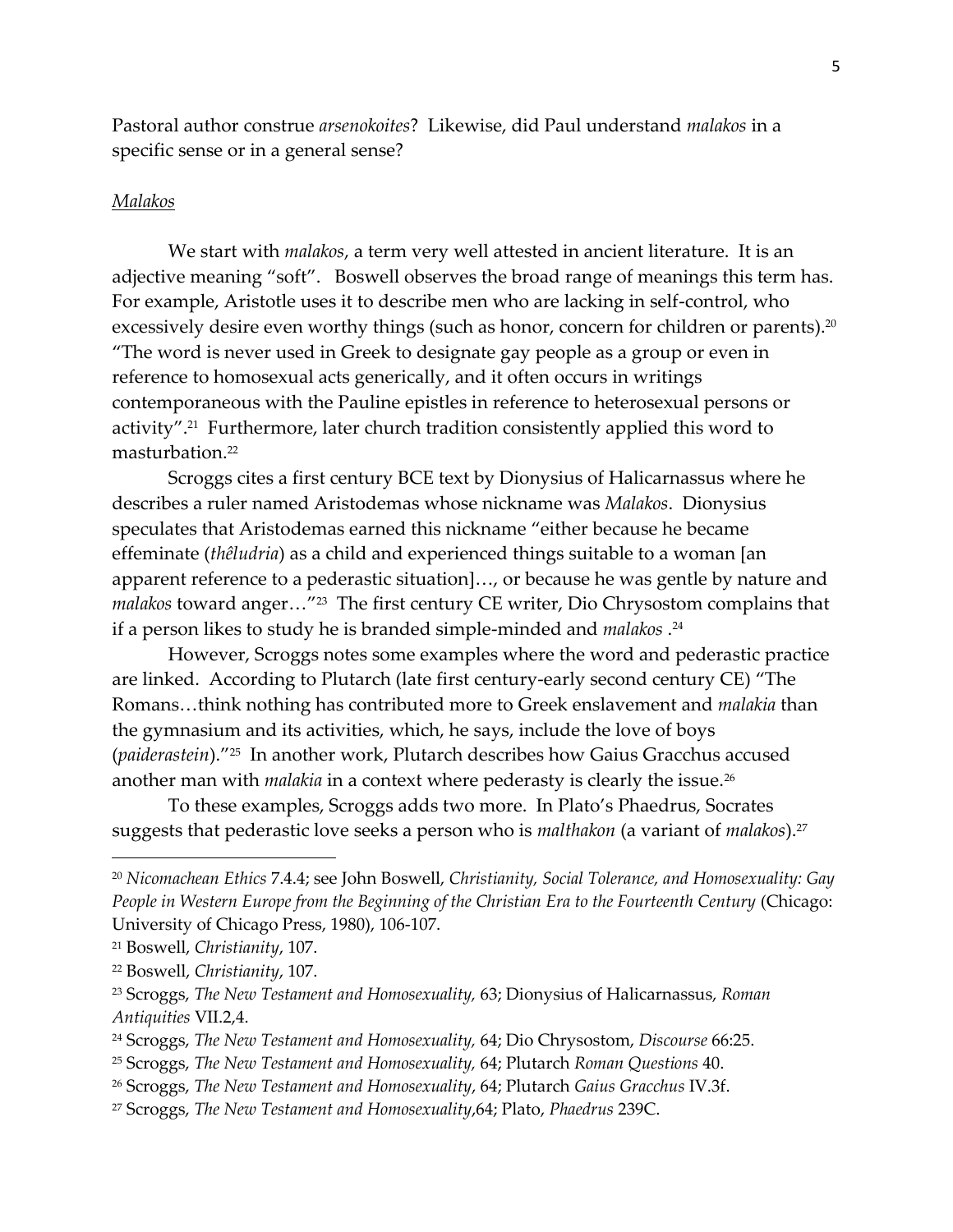Pastoral author construe *arsenokoites*? Likewise, did Paul understand *malakos* in a specific sense or in a general sense?

### *Malakos*

We start with *malakos*, a term very well attested in ancient literature. It is an adjective meaning "soft". Boswell observes the broad range of meanings this term has. For example, Aristotle uses it to describe men who are lacking in self-control, who excessively desire even worthy things (such as honor, concern for children or parents).[20] "The word is never used in Greek to designate gay people as a group or even in reference to homosexual acts generically, and it often occurs in writings contemporaneous with the Pauline epistles in reference to heterosexual persons or activity".[21] Furthermore, later church tradition consistently applied this word to masturbation.[22]

Scroggs cites a first century BCE text by Dionysius of Halicarnassus where he describes a ruler named Aristodemas whose nickname was *Malakos*. Dionysius speculates that Aristodemas earned this nickname "either because he became effeminate (*thêludria*) as a child and experienced things suitable to a woman [an apparent reference to a pederastic situation]…, or because he was gentle by nature and *malakos* toward anger…"[23] The first century CE writer, Dio Chrysostom complains that if a person likes to study he is branded simple-minded and *malakos* .[24]

However, Scroggs notes some examples where the word and pederastic practice are linked. According to Plutarch (late first century-early second century CE) "The Romans…think nothing has contributed more to Greek enslavement and *malakia* than the gymnasium and its activities, which, he says, include the love of boys (*paiderastein*)."[25] In another work, Plutarch describes how Gaius Gracchus accused another man with *malakia* in a context where pederasty is clearly the issue.[26]

To these examples, Scroggs adds two more. In Plato's Phaedrus, Socrates suggests that pederastic love seeks a person who is *malthakon* (a variant of *malakos*).[27]

---

[20] *Nicomachean Ethics* 7.4.4; see John Boswell, *Christianity, Social Tolerance, and Homosexuality: Gay People in Western Europe from the Beginning of the Christian Era to the Fourteenth Century* (Chicago: University of Chicago Press, 1980), 106-107.

[21] Boswell, *Christianity*, 107.

[22] Boswell, *Christianity*, 107.

[23] Scroggs, *The New Testament and Homosexuality,* 63; Dionysius of Halicarnassus, *Roman Antiquities* VII.2,4.

[24] Scroggs, *The New Testament and Homosexuality,* 64; Dio Chrysostom, *Discourse* 66:25.

[25] Scroggs, *The New Testament and Homosexuality,* 64; Plutarch *Roman Questions* 40.

[26] Scroggs, *The New Testament and Homosexuality*, 64; Plutarch *Gaius Gracchus* IV.3f.

[27] Scroggs, *The New Testament and Homosexuality*,64; Plato, *Phaedrus* 239C.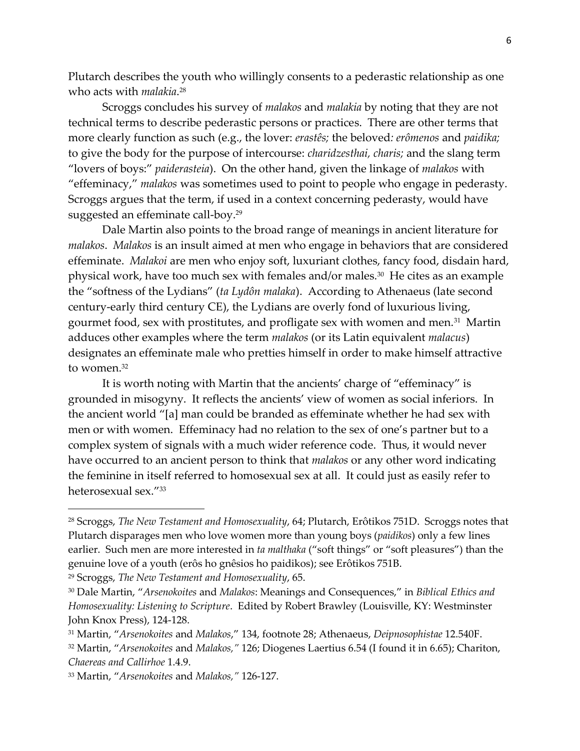Plutarch describes the youth who willingly consents to a pederastic relationship as one who acts with *malakia*.[28]

Scroggs concludes his survey of *malakos* and *malakia* by noting that they are not technical terms to describe pederastic persons or practices. There are other terms that more clearly function as such (e.g., the lover: *erastês;* the beloved*: erômenos* and *paidika;* to give the body for the purpose of intercourse: *charidzesthai, charis;* and the slang term "lovers of boys:" *paiderasteia*). On the other hand, given the linkage of *malakos* with "effeminacy," *malakos* was sometimes used to point to people who engage in pederasty. Scroggs argues that the term, if used in a context concerning pederasty, would have suggested an effeminate call-boy.[29]

Dale Martin also points to the broad range of meanings in ancient literature for *malakos*. *Malakos* is an insult aimed at men who engage in behaviors that are considered effeminate. *Malakoi* are men who enjoy soft, luxuriant clothes, fancy food, disdain hard, physical work, have too much sex with females and/or males.[30] He cites as an example the "softness of the Lydians" (*ta Lydôn malaka*). According to Athenaeus (late second century-early third century CE), the Lydians are overly fond of luxurious living, gourmet food, sex with prostitutes, and profligate sex with women and men.[31] Martin adduces other examples where the term *malakos* (or its Latin equivalent *malacus*) designates an effeminate male who pretties himself in order to make himself attractive to women.[32]

It is worth noting with Martin that the ancients' charge of "effeminacy" is grounded in misogyny. It reflects the ancients' view of women as social inferiors. In the ancient world "[a] man could be branded as effeminate whether he had sex with men or with women. Effeminacy had no relation to the sex of one's partner but to a complex system of signals with a much wider reference code. Thus, it would never have occurred to an ancient person to think that *malakos* or any other word indicating the feminine in itself referred to homosexual sex at all. It could just as easily refer to heterosexual sex."[33]

---

[28] Scroggs, *The New Testament and Homosexuality*, 64; Plutarch, Erôtikos 751D. Scroggs notes that Plutarch disparages men who love women more than young boys (*paidikos*) only a few lines earlier. Such men are more interested in *ta malthaka* ("soft things" or "soft pleasures") than the genuine love of a youth (erôs ho gnêsios ho paidikos); see Erôtikos 751B.

[29] Scroggs, *The New Testament and Homosexuality*, 65.

[30] Dale Martin, "*Arsenokoites* and *Malakos*: Meanings and Consequences," in *Biblical Ethics and Homosexuality: Listening to Scripture*. Edited by Robert Brawley (Louisville, KY: Westminster John Knox Press), 124-128.

[31] Martin, "*Arsenokoites* and *Malakos*," 134, footnote 28; Athenaeus, *Deipnosophistae* 12.540F.

[32] Martin, "*Arsenokoites* and *Malakos,"* 126; Diogenes Laertius 6.54 (I found it in 6.65); Chariton, *Chaereas and Callirhoe* 1.4.9.

[33] Martin, "*Arsenokoites* and *Malakos,"* 126-127.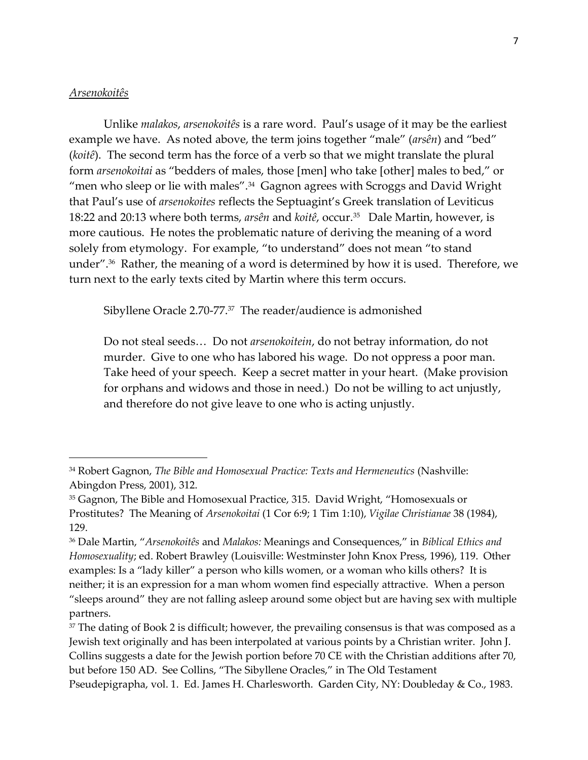*Arsenokoitês*

Unlike *malakos*, *arsenokoitês* is a rare word. Paul's usage of it may be the earliest example we have. As noted above, the term joins together "male" (*arsên*) and "bed" (*koitê*). The second term has the force of a verb so that we might translate the plural form *arsenokoitai* as "bedders of males, those [men] who take [other] males to bed," or "men who sleep or lie with males".[34] Gagnon agrees with Scroggs and David Wright that Paul's use of *arsenokoites* reflects the Septuagint's Greek translation of Leviticus 18:22 and 20:13 where both terms, *arsên* and *koitê*, occur.[35] Dale Martin, however, is more cautious. He notes the problematic nature of deriving the meaning of a word solely from etymology. For example, "to understand" does not mean "to stand under".[36] Rather, the meaning of a word is determined by how it is used. Therefore, we turn next to the early texts cited by Martin where this term occurs.

Sibyllene Oracle 2.70-77.[37] The reader/audience is admonished

> Do not steal seeds… Do not *arsenokoitein*, do not betray information, do not murder. Give to one who has labored his wage. Do not oppress a poor man. Take heed of your speech. Keep a secret matter in your heart. (Make provision for orphans and widows and those in need.) Do not be willing to act unjustly, and therefore do not give leave to one who is acting unjustly.

---

[34] Robert Gagnon, *The Bible and Homosexual Practice: Texts and Hermeneutics* (Nashville: Abingdon Press, 2001), 312.

[35] Gagnon, The Bible and Homosexual Practice, 315. David Wright, "Homosexuals or Prostitutes? The Meaning of *Arsenokoitai* (1 Cor 6:9; 1 Tim 1:10), *Vigilae Christianae* 38 (1984), 129.

[36] Dale Martin, "*Arsenokoitês* and *Malakos:* Meanings and Consequences," in *Biblical Ethics and Homosexuality*; ed. Robert Brawley (Louisville: Westminster John Knox Press, 1996), 119. Other examples: Is a "lady killer" a person who kills women, or a woman who kills others? It is neither; it is an expression for a man whom women find especially attractive. When a person "sleeps around" they are not falling asleep around some object but are having sex with multiple partners.

[37] The dating of Book 2 is difficult; however, the prevailing consensus is that was composed as a Jewish text originally and has been interpolated at various points by a Christian writer. John J. Collins suggests a date for the Jewish portion before 70 CE with the Christian additions after 70, but before 150 AD. See Collins, "The Sibyllene Oracles," in The Old Testament Pseudepigrapha, vol. 1. Ed. James H. Charlesworth. Garden City, NY: Doubleday & Co., 1983.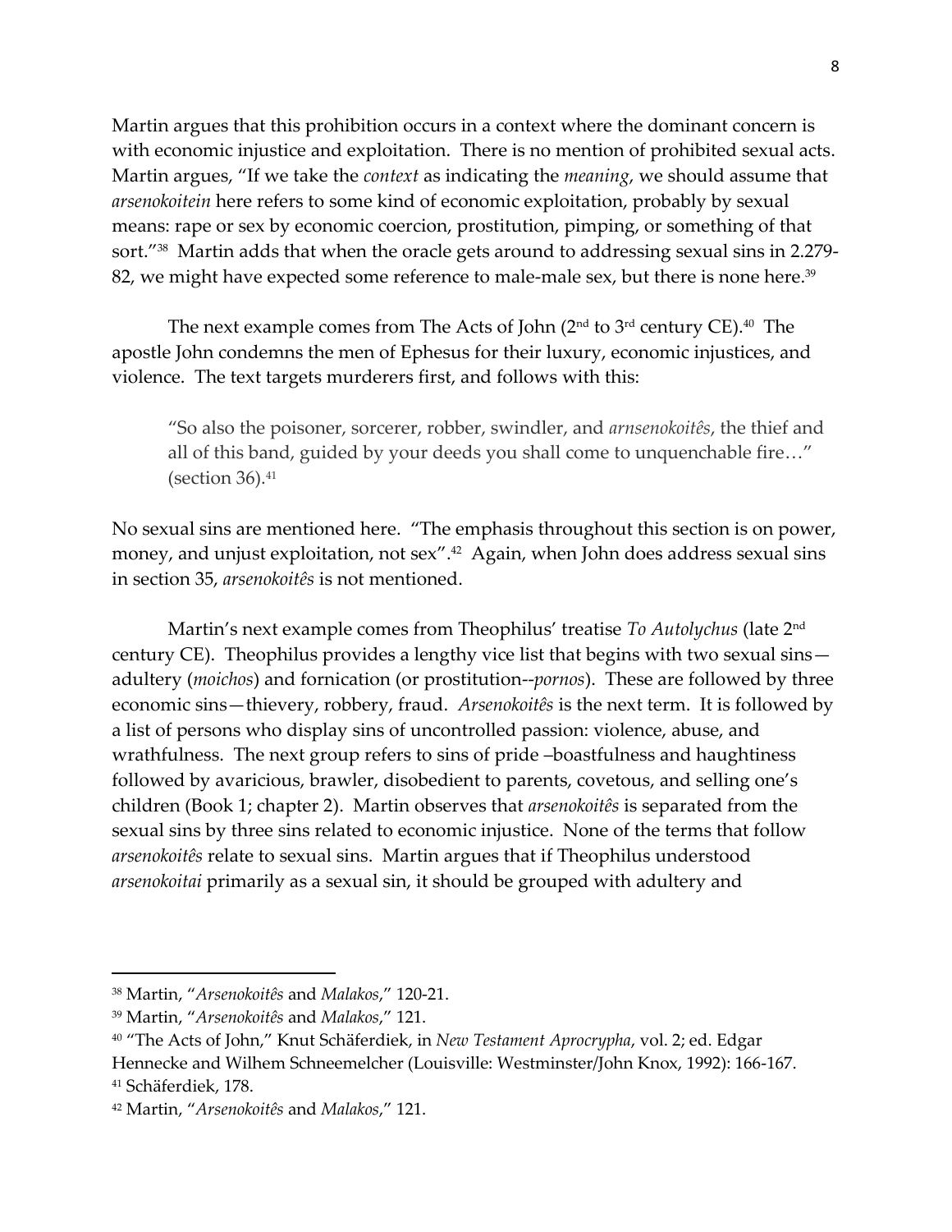Martin argues that this prohibition occurs in a context where the dominant concern is with economic injustice and exploitation. There is no mention of prohibited sexual acts. Martin argues, "If we take the *context* as indicating the *meaning*, we should assume that *arsenokoitein* here refers to some kind of economic exploitation, probably by sexual means: rape or sex by economic coercion, prostitution, pimping, or something of that sort."[38] Martin adds that when the oracle gets around to addressing sexual sins in 2.279-82, we might have expected some reference to male-male sex, but there is none here.[39]

The next example comes from The Acts of John (2nd to 3rd century CE).[40] The apostle John condemns the men of Ephesus for their luxury, economic injustices, and violence. The text targets murderers first, and follows with this:

> "So also the poisoner, sorcerer, robber, swindler, and *arnsenokoitês*, the thief and all of this band, guided by your deeds you shall come to unquenchable fire…" (section 36).[41]

No sexual sins are mentioned here. "The emphasis throughout this section is on power, money, and unjust exploitation, not sex".[42] Again, when John does address sexual sins in section 35, *arsenokoitês* is not mentioned.

Martin's next example comes from Theophilus' treatise *To Autolychus* (late 2nd century CE). Theophilus provides a lengthy vice list that begins with two sexual sins—adultery (*moichos*) and fornication (or prostitution--*pornos*). These are followed by three economic sins—thievery, robbery, fraud. *Arsenokoitês* is the next term. It is followed by a list of persons who display sins of uncontrolled passion: violence, abuse, and wrathfulness. The next group refers to sins of pride –boastfulness and haughtiness followed by avaricious, brawler, disobedient to parents, covetous, and selling one's children (Book 1; chapter 2). Martin observes that *arsenokoitês* is separated from the sexual sins by three sins related to economic injustice. None of the terms that follow *arsenokoitês* relate to sexual sins. Martin argues that if Theophilus understood *arsenokoitai* primarily as a sexual sin, it should be grouped with adultery and

---

[38] Martin, "*Arsenokoitês* and *Malakos*," 120-21.

[39] Martin, "*Arsenokoitês* and *Malakos*," 121.

[40] "The Acts of John," Knut Schäferdiek, in *New Testament Aprocrypha*, vol. 2; ed. Edgar Hennecke and Wilhem Schneemelcher (Louisville: Westminster/John Knox, 1992): 166-167.

[41] Schäferdiek, 178.

[42] Martin, "*Arsenokoitês* and *Malakos*," 121.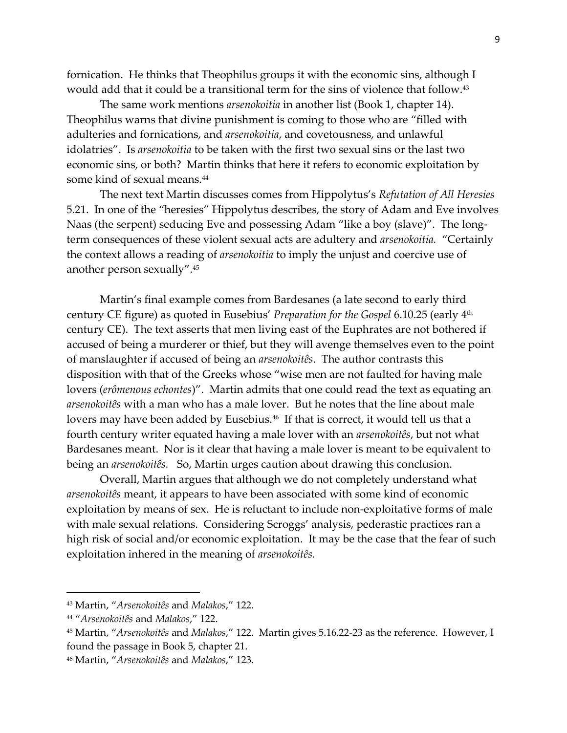fornication. He thinks that Theophilus groups it with the economic sins, although I would add that it could be a transitional term for the sins of violence that follow.[43]

The same work mentions *arsenokoitia* in another list (Book 1, chapter 14). Theophilus warns that divine punishment is coming to those who are "filled with adulteries and fornications, and *arsenokoitia*, and covetousness, and unlawful idolatries". Is *arsenokoitia* to be taken with the first two sexual sins or the last two economic sins, or both? Martin thinks that here it refers to economic exploitation by some kind of sexual means.[44]

The next text Martin discusses comes from Hippolytus's *Refutation of All Heresies* 5.21. In one of the "heresies" Hippolytus describes, the story of Adam and Eve involves Naas (the serpent) seducing Eve and possessing Adam "like a boy (slave)". The long-term consequences of these violent sexual acts are adultery and *arsenokoitia.* "Certainly the context allows a reading of *arsenokoitia* to imply the unjust and coercive use of another person sexually".[45]

Martin's final example comes from Bardesanes (a late second to early third century CE figure) as quoted in Eusebius' *Preparation for the Gospel* 6.10.25 (early 4th century CE). The text asserts that men living east of the Euphrates are not bothered if accused of being a murderer or thief, but they will avenge themselves even to the point of manslaughter if accused of being an *arsenokoitês*. The author contrasts this disposition with that of the Greeks whose "wise men are not faulted for having male lovers (*erômenous echontes*)". Martin admits that one could read the text as equating an *arsenokoitês* with a man who has a male lover. But he notes that the line about male lovers may have been added by Eusebius.[46] If that is correct, it would tell us that a fourth century writer equated having a male lover with an *arsenokoitês*, but not what Bardesanes meant. Nor is it clear that having a male lover is meant to be equivalent to being an *arsenokoitês.* So, Martin urges caution about drawing this conclusion.

Overall, Martin argues that although we do not completely understand what *arsenokoitês* meant, it appears to have been associated with some kind of economic exploitation by means of sex. He is reluctant to include non-exploitative forms of male with male sexual relations. Considering Scroggs' analysis, pederastic practices ran a high risk of social and/or economic exploitation. It may be the case that the fear of such exploitation inhered in the meaning of *arsenokoitês.*

---

[43] Martin, "*Arsenokoitês* and *Malakos*," 122.

[44] "*Arsenokoitês* and *Malakos*," 122.

[45] Martin, "*Arsenokoitês* and *Malakos*," 122. Martin gives 5.16.22-23 as the reference. However, I found the passage in Book 5, chapter 21.

[46] Martin, "*Arsenokoitês* and *Malakos*," 123.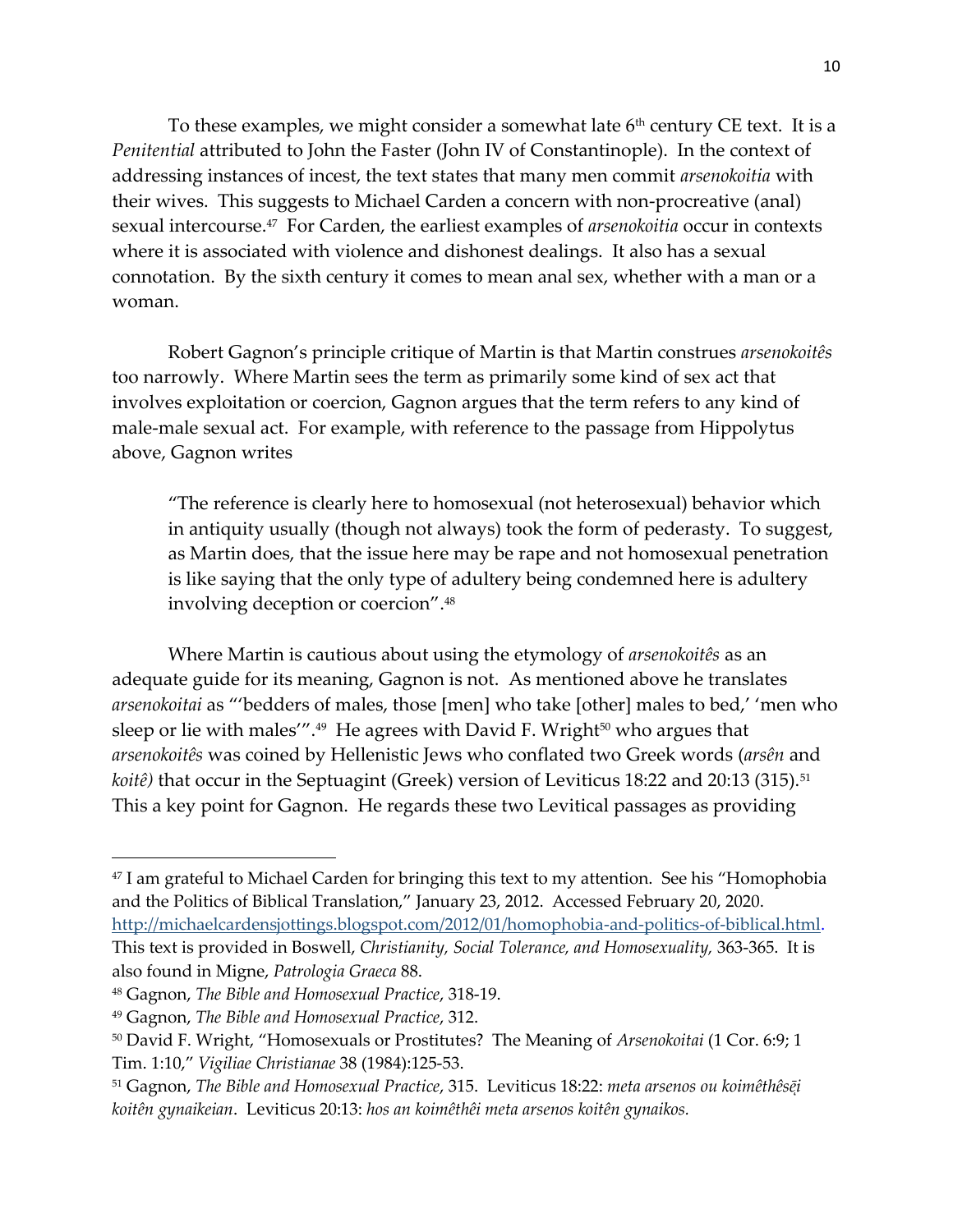To these examples, we might consider a somewhat late 6th century CE text. It is a *Penitential* attributed to John the Faster (John IV of Constantinople). In the context of addressing instances of incest, the text states that many men commit *arsenokoitia* with their wives. This suggests to Michael Carden a concern with non-procreative (anal) sexual intercourse.[47] For Carden, the earliest examples of *arsenokoitia* occur in contexts where it is associated with violence and dishonest dealings. It also has a sexual connotation. By the sixth century it comes to mean anal sex, whether with a man or a woman.

Robert Gagnon's principle critique of Martin is that Martin construes *arsenokoitês* too narrowly. Where Martin sees the term as primarily some kind of sex act that involves exploitation or coercion, Gagnon argues that the term refers to any kind of male-male sexual act. For example, with reference to the passage from Hippolytus above, Gagnon writes

> "The reference is clearly here to homosexual (not heterosexual) behavior which in antiquity usually (though not always) took the form of pederasty. To suggest, as Martin does, that the issue here may be rape and not homosexual penetration is like saying that the only type of adultery being condemned here is adultery involving deception or coercion".[48]

Where Martin is cautious about using the etymology of *arsenokoitês* as an adequate guide for its meaning, Gagnon is not. As mentioned above he translates *arsenokoitai* as "'bedders of males, those [men] who take [other] males to bed,' 'men who sleep or lie with males'".[49] He agrees with David F. Wright[50] who argues that *arsenokoitês* was coined by Hellenistic Jews who conflated two Greek words (*arsên* and *koitê)* that occur in the Septuagint (Greek) version of Leviticus 18:22 and 20:13 (315).[51] This a key point for Gagnon. He regards these two Levitical passages as providing

---

[47] I am grateful to Michael Carden for bringing this text to my attention. See his "Homophobia and the Politics of Biblical Translation," January 23, 2012. Accessed February 20, 2020. http://michaelcardensjottings.blogspot.com/2012/01/homophobia-and-politics-of-biblical.html. This text is provided in Boswell, *Christianity, Social Tolerance, and Homosexuality*, 363-365. It is also found in Migne, *Patrologia Graeca* 88.

[48] Gagnon, *The Bible and Homosexual Practice*, 318-19.

[49] Gagnon, *The Bible and Homosexual Practice*, 312.

[50] David F. Wright, "Homosexuals or Prostitutes? The Meaning of *Arsenokoitai* (1 Cor. 6:9; 1 Tim. 1:10," *Vigiliae Christianae* 38 (1984):125-53.

[51] Gagnon, *The Bible and Homosexual Practice*, 315. Leviticus 18:22: *meta arsenos ou koimêthêsęi koitên gynaikeian*. Leviticus 20:13: *hos an koimêthêi meta arsenos koitên gynaikos.*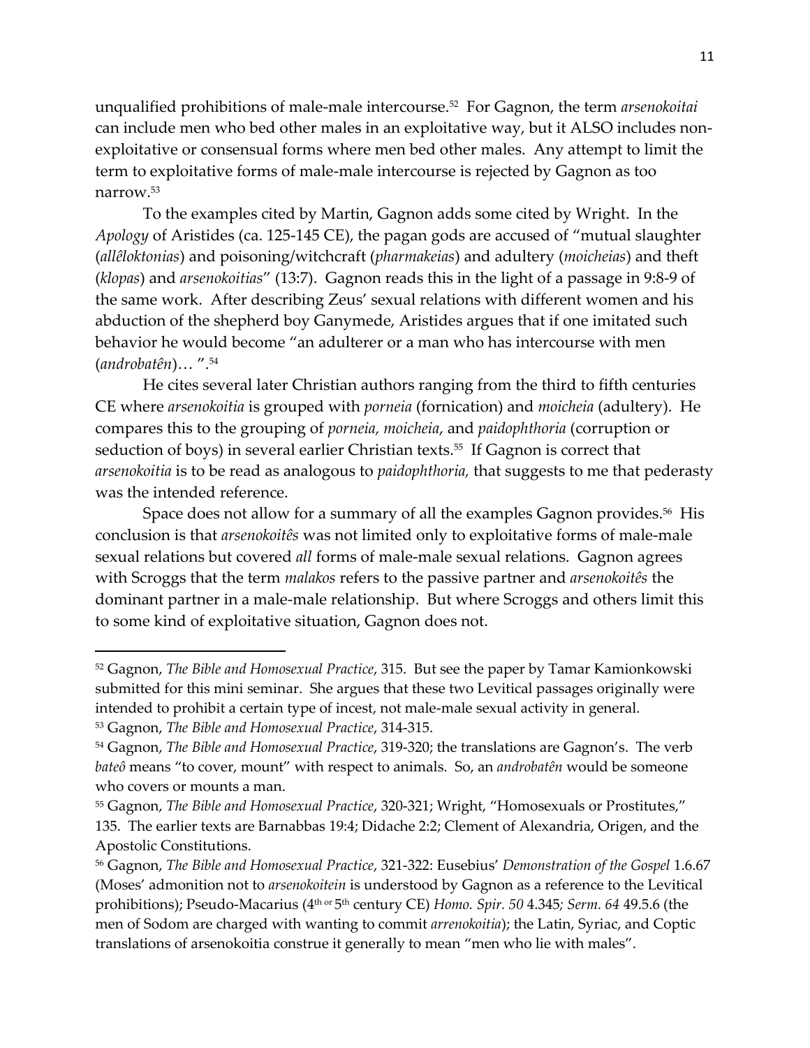unqualified prohibitions of male-male intercourse.[52] For Gagnon, the term *arsenokoitai* can include men who bed other males in an exploitative way, but it ALSO includes non-exploitative or consensual forms where men bed other males. Any attempt to limit the term to exploitative forms of male-male intercourse is rejected by Gagnon as too narrow.[53]

To the examples cited by Martin, Gagnon adds some cited by Wright. In the *Apology* of Aristides (ca. 125-145 CE), the pagan gods are accused of "mutual slaughter (*allêloktonias*) and poisoning/witchcraft (*pharmakeias*) and adultery (*moicheias*) and theft (*klopas*) and *arsenokoitias*" (13:7). Gagnon reads this in the light of a passage in 9:8-9 of the same work. After describing Zeus' sexual relations with different women and his abduction of the shepherd boy Ganymede, Aristides argues that if one imitated such behavior he would become "an adulterer or a man who has intercourse with men (*androbatên*)… ".[54]

He cites several later Christian authors ranging from the third to fifth centuries CE where *arsenokoitia* is grouped with *porneia* (fornication) and *moicheia* (adultery). He compares this to the grouping of *porneia, moicheia*, and *paidophthoria* (corruption or seduction of boys) in several earlier Christian texts.[55] If Gagnon is correct that *arsenokoitia* is to be read as analogous to *paidophthoria,* that suggests to me that pederasty was the intended reference.

Space does not allow for a summary of all the examples Gagnon provides.[56] His conclusion is that *arsenokoitês* was not limited only to exploitative forms of male-male sexual relations but covered *all* forms of male-male sexual relations. Gagnon agrees with Scroggs that the term *malakos* refers to the passive partner and *arsenokoitês* the dominant partner in a male-male relationship. But where Scroggs and others limit this to some kind of exploitative situation, Gagnon does not.

---

[52] Gagnon, *The Bible and Homosexual Practice*, 315. But see the paper by Tamar Kamionkowski submitted for this mini seminar. She argues that these two Levitical passages originally were intended to prohibit a certain type of incest, not male-male sexual activity in general.

[53] Gagnon, *The Bible and Homosexual Practice*, 314-315.

[54] Gagnon, *The Bible and Homosexual Practice*, 319-320; the translations are Gagnon's. The verb *bateô* means "to cover, mount" with respect to animals. So, an *androbatên* would be someone who covers or mounts a man.

[55] Gagnon, *The Bible and Homosexual Practice*, 320-321; Wright, "Homosexuals or Prostitutes," 135. The earlier texts are Barnabbas 19:4; Didache 2:2; Clement of Alexandria, Origen, and the Apostolic Constitutions.

[56] Gagnon, *The Bible and Homosexual Practice*, 321-322: Eusebius' *Demonstration of the Gospel* 1.6.67 (Moses' admonition not to *arsenokoitein* is understood by Gagnon as a reference to the Levitical prohibitions); Pseudo-Macarius (4th or 5th century CE) *Homo. Spir. 50* 4.345*; Serm. 64* 49.5.6 (the men of Sodom are charged with wanting to commit *arrenokoitia*); the Latin, Syriac, and Coptic translations of arsenokoitia construe it generally to mean "men who lie with males".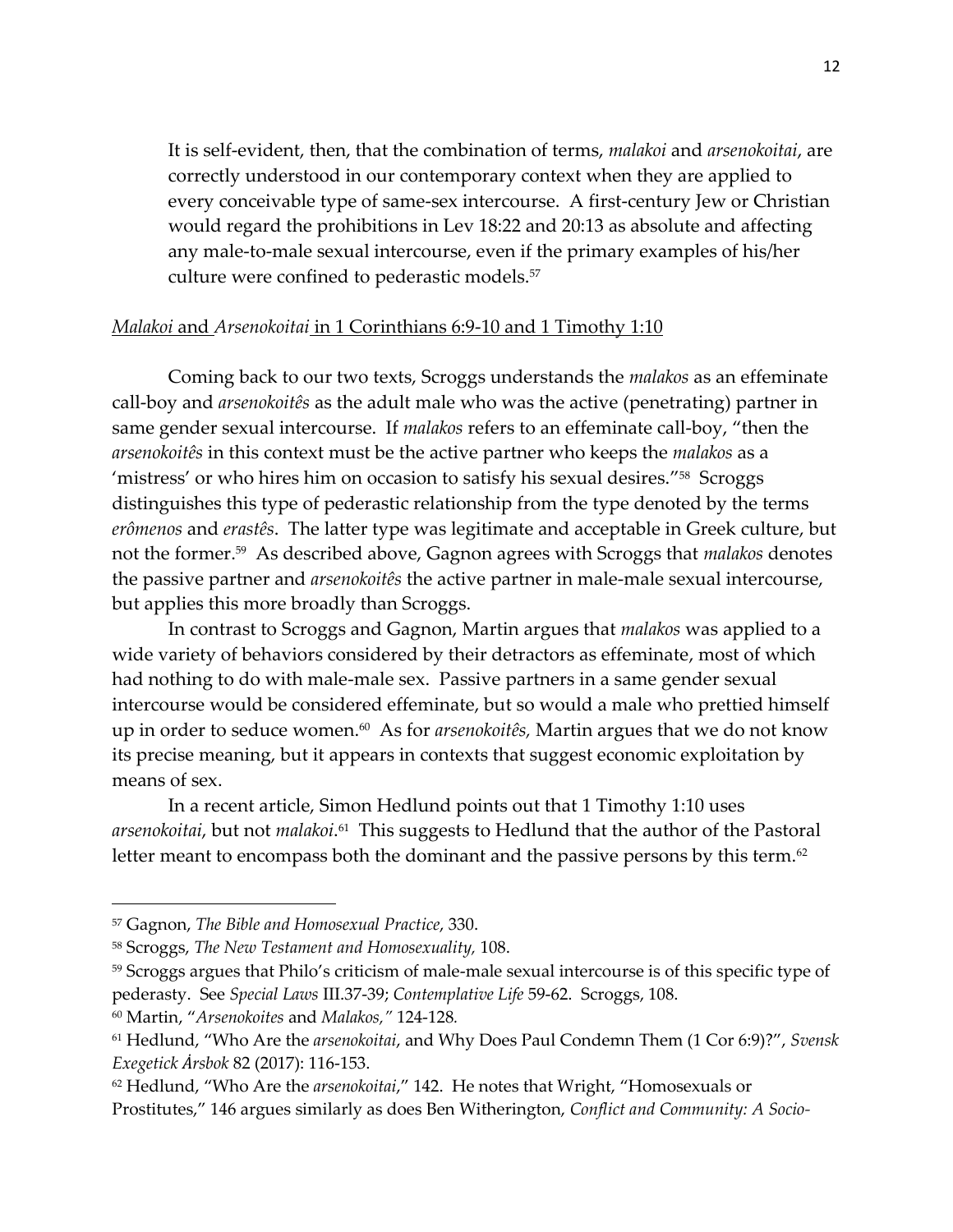It is self-evident, then, that the combination of terms, *malakoi* and *arsenokoitai*, are correctly understood in our contemporary context when they are applied to every conceivable type of same-sex intercourse. A first-century Jew or Christian would regard the prohibitions in Lev 18:22 and 20:13 as absolute and affecting any male-to-male sexual intercourse, even if the primary examples of his/her culture were confined to pederastic models.[57]

<u>*Malakoi* and *Arsenokoitai* in 1 Corinthians 6:9-10 and 1 Timothy 1:10</u>

Coming back to our two texts, Scroggs understands the *malakos* as an effeminate call-boy and *arsenokoitês* as the adult male who was the active (penetrating) partner in same gender sexual intercourse. If *malakos* refers to an effeminate call-boy, "then the *arsenokoitês* in this context must be the active partner who keeps the *malakos* as a 'mistress' or who hires him on occasion to satisfy his sexual desires."[58] Scroggs distinguishes this type of pederastic relationship from the type denoted by the terms *erômenos* and *erastês*. The latter type was legitimate and acceptable in Greek culture, but not the former.[59] As described above, Gagnon agrees with Scroggs that *malakos* denotes the passive partner and *arsenokoitês* the active partner in male-male sexual intercourse, but applies this more broadly than Scroggs.

In contrast to Scroggs and Gagnon, Martin argues that *malakos* was applied to a wide variety of behaviors considered by their detractors as effeminate, most of which had nothing to do with male-male sex. Passive partners in a same gender sexual intercourse would be considered effeminate, but so would a male who prettied himself up in order to seduce women.[60] As for *arsenokoitês,* Martin argues that we do not know its precise meaning, but it appears in contexts that suggest economic exploitation by means of sex.

In a recent article, Simon Hedlund points out that 1 Timothy 1:10 uses *arsenokoitai*, but not *malakoi*.[61] This suggests to Hedlund that the author of the Pastoral letter meant to encompass both the dominant and the passive persons by this term.[62]

---

[57] Gagnon, *The Bible and Homosexual Practice*, 330.

[58] Scroggs, *The New Testament and Homosexuality,* 108.

[59] Scroggs argues that Philo's criticism of male-male sexual intercourse is of this specific type of pederasty. See *Special Laws* III.37-39; *Contemplative Life* 59-62. Scroggs, 108.

[60] Martin, "*Arsenokoites* and *Malakos,"* 124-128.

[61] Hedlund, "Who Are the *arsenokoitai*, and Why Does Paul Condemn Them (1 Cor 6:9)?", *Svensk Exegetick Årsbok* 82 (2017): 116-153.

[62] Hedlund, "Who Are the *arsenokoitai*," 142. He notes that Wright, "Homosexuals or Prostitutes," 146 argues similarly as does Ben Witherington, *Conflict and Community: A Socio-*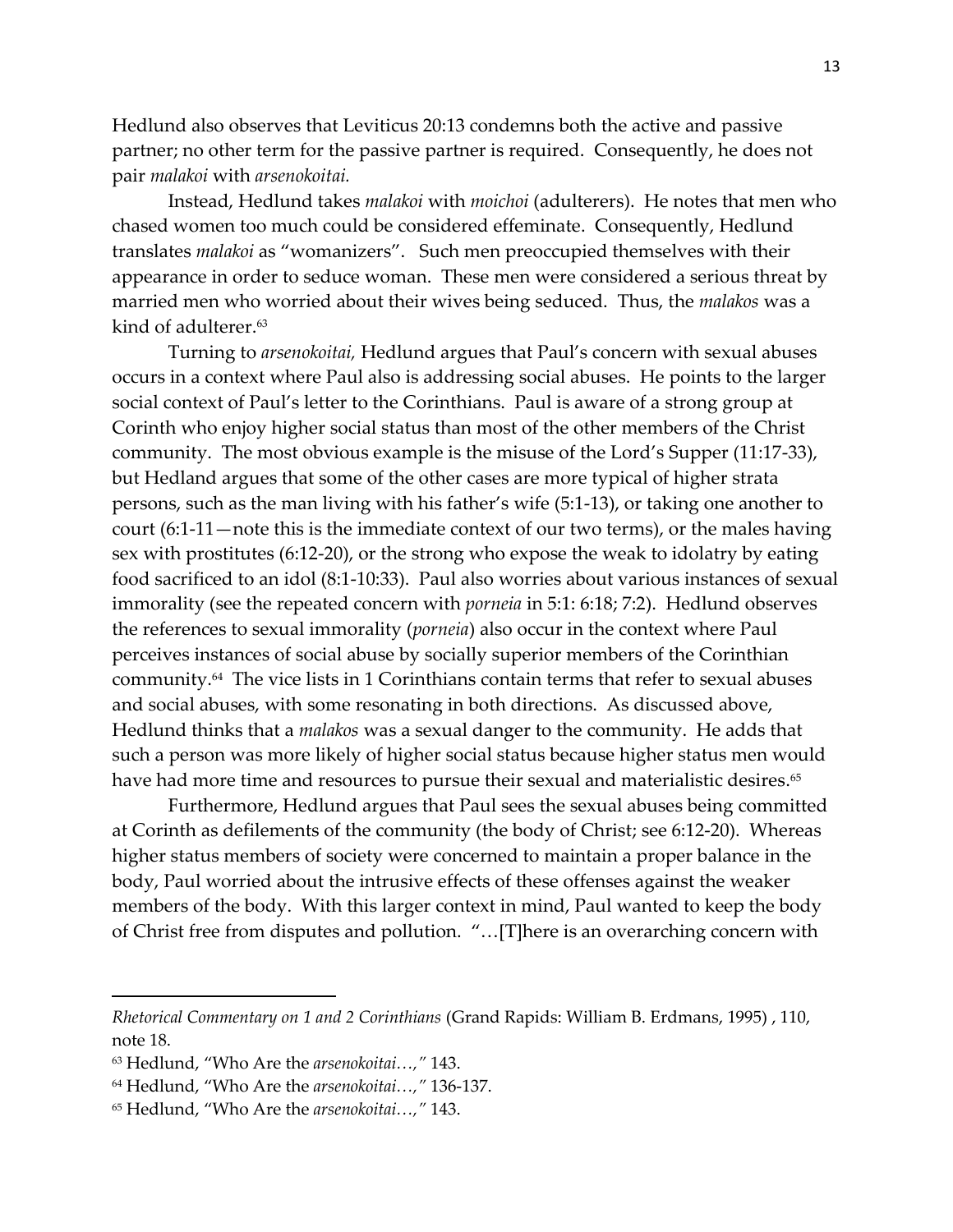Hedlund also observes that Leviticus 20:13 condemns both the active and passive partner; no other term for the passive partner is required. Consequently, he does not pair *malakoi* with *arsenokoitai.*

Instead, Hedlund takes *malakoi* with *moichoi* (adulterers). He notes that men who chased women too much could be considered effeminate. Consequently, Hedlund translates *malakoi* as "womanizers". Such men preoccupied themselves with their appearance in order to seduce woman. These men were considered a serious threat by married men who worried about their wives being seduced. Thus, the *malakos* was a kind of adulterer.[63]

Turning to *arsenokoitai,* Hedlund argues that Paul's concern with sexual abuses occurs in a context where Paul also is addressing social abuses. He points to the larger social context of Paul's letter to the Corinthians. Paul is aware of a strong group at Corinth who enjoy higher social status than most of the other members of the Christ community. The most obvious example is the misuse of the Lord's Supper (11:17-33), but Hedland argues that some of the other cases are more typical of higher strata persons, such as the man living with his father's wife (5:1-13), or taking one another to court (6:1-11—note this is the immediate context of our two terms), or the males having sex with prostitutes (6:12-20), or the strong who expose the weak to idolatry by eating food sacrificed to an idol (8:1-10:33). Paul also worries about various instances of sexual immorality (see the repeated concern with *porneia* in 5:1: 6:18; 7:2). Hedlund observes the references to sexual immorality (*porneia*) also occur in the context where Paul perceives instances of social abuse by socially superior members of the Corinthian community.[64] The vice lists in 1 Corinthians contain terms that refer to sexual abuses and social abuses, with some resonating in both directions. As discussed above, Hedlund thinks that a *malakos* was a sexual danger to the community. He adds that such a person was more likely of higher social status because higher status men would have had more time and resources to pursue their sexual and materialistic desires.[65]

Furthermore, Hedlund argues that Paul sees the sexual abuses being committed at Corinth as defilements of the community (the body of Christ; see 6:12-20). Whereas higher status members of society were concerned to maintain a proper balance in the body, Paul worried about the intrusive effects of these offenses against the weaker members of the body. With this larger context in mind, Paul wanted to keep the body of Christ free from disputes and pollution. "…[T]here is an overarching concern with

---

*Rhetorical Commentary on 1 and 2 Corinthians* (Grand Rapids: William B. Erdmans, 1995) , 110, note 18.

[63] Hedlund, "Who Are the *arsenokoitai…,"* 143.

[64] Hedlund, "Who Are the *arsenokoitai…,"* 136-137.

[65] Hedlund, "Who Are the *arsenokoitai…,"* 143.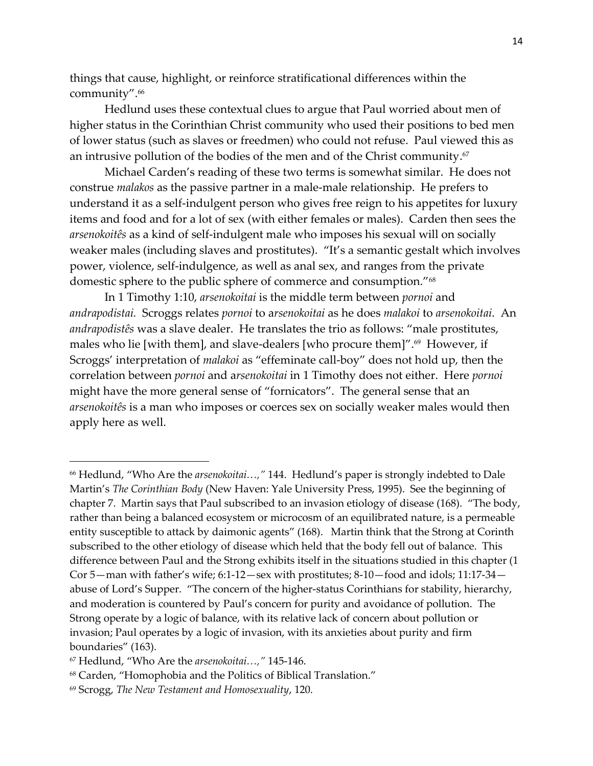things that cause, highlight, or reinforce stratificational differences within the community".[66]

Hedlund uses these contextual clues to argue that Paul worried about men of higher status in the Corinthian Christ community who used their positions to bed men of lower status (such as slaves or freedmen) who could not refuse. Paul viewed this as an intrusive pollution of the bodies of the men and of the Christ community.[67]

Michael Carden's reading of these two terms is somewhat similar. He does not construe *malakos* as the passive partner in a male-male relationship. He prefers to understand it as a self-indulgent person who gives free reign to his appetites for luxury items and food and for a lot of sex (with either females or males). Carden then sees the *arsenokoitês* as a kind of self-indulgent male who imposes his sexual will on socially weaker males (including slaves and prostitutes). "It's a semantic gestalt which involves power, violence, self-indulgence, as well as anal sex, and ranges from the private domestic sphere to the public sphere of commerce and consumption."[68]

In 1 Timothy 1:10, *arsenokoitai* is the middle term between *pornoi* and *andrapodistai.* Scroggs relates *pornoi* to *arsenokoitai* as he does *malakoi* to *arsenokoitai*. An *andrapodistês* was a slave dealer. He translates the trio as follows: "male prostitutes, males who lie [with them], and slave-dealers [who procure them]".[69] However, if Scroggs' interpretation of *malakoi* as "effeminate call-boy" does not hold up, then the correlation between *pornoi* and *arsenokoitai* in 1 Timothy does not either. Here *pornoi* might have the more general sense of "fornicators". The general sense that an *arsenokoitês* is a man who imposes or coerces sex on socially weaker males would then apply here as well.

---

[66] Hedlund, "Who Are the *arsenokoitai…,"* 144. Hedlund's paper is strongly indebted to Dale Martin's *The Corinthian Body* (New Haven: Yale University Press, 1995). See the beginning of chapter 7. Martin says that Paul subscribed to an invasion etiology of disease (168). "The body, rather than being a balanced ecosystem or microcosm of an equilibrated nature, is a permeable entity susceptible to attack by daimonic agents" (168). Martin think that the Strong at Corinth subscribed to the other etiology of disease which held that the body fell out of balance. This difference between Paul and the Strong exhibits itself in the situations studied in this chapter (1 Cor 5—man with father's wife; 6:1-12—sex with prostitutes; 8-10—food and idols; 11:17-34—abuse of Lord's Supper. "The concern of the higher-status Corinthians for stability, hierarchy, and moderation is countered by Paul's concern for purity and avoidance of pollution. The Strong operate by a logic of balance, with its relative lack of concern about pollution or invasion; Paul operates by a logic of invasion, with its anxieties about purity and firm boundaries" (163).

[67] Hedlund, "Who Are the *arsenokoitai…,"* 145-146.

[68] Carden, "Homophobia and the Politics of Biblical Translation."

[69] Scrogg, *The New Testament and Homosexuality*, 120.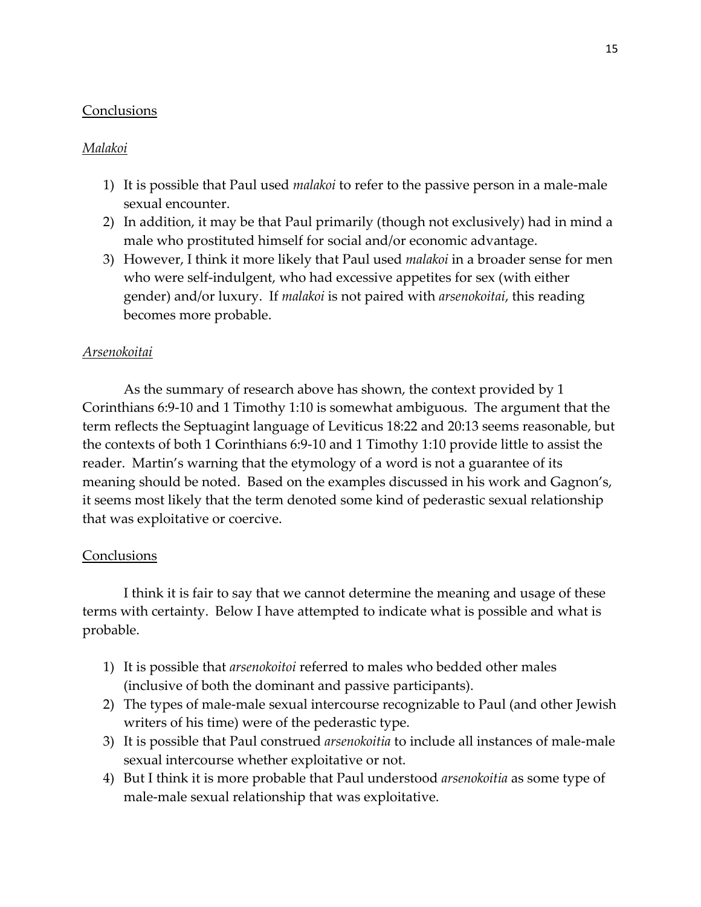## Conclusions

### *Malakoi*

1) It is possible that Paul used *malakoi* to refer to the passive person in a male-male sexual encounter.
2) In addition, it may be that Paul primarily (though not exclusively) had in mind a male who prostituted himself for social and/or economic advantage.
3) However, I think it more likely that Paul used *malakoi* in a broader sense for men who were self-indulgent, who had excessive appetites for sex (with either gender) and/or luxury. If *malakoi* is not paired with *arsenokoitai*, this reading becomes more probable.

### *Arsenokoitai*

As the summary of research above has shown, the context provided by 1 Corinthians 6:9-10 and 1 Timothy 1:10 is somewhat ambiguous. The argument that the term reflects the Septuagint language of Leviticus 18:22 and 20:13 seems reasonable, but the contexts of both 1 Corinthians 6:9-10 and 1 Timothy 1:10 provide little to assist the reader. Martin's warning that the etymology of a word is not a guarantee of its meaning should be noted. Based on the examples discussed in his work and Gagnon's, it seems most likely that the term denoted some kind of pederastic sexual relationship that was exploitative or coercive.

## Conclusions

I think it is fair to say that we cannot determine the meaning and usage of these terms with certainty. Below I have attempted to indicate what is possible and what is probable.

1) It is possible that *arsenokoitoi* referred to males who bedded other males (inclusive of both the dominant and passive participants).
2) The types of male-male sexual intercourse recognizable to Paul (and other Jewish writers of his time) were of the pederastic type.
3) It is possible that Paul construed *arsenokoitia* to include all instances of male-male sexual intercourse whether exploitative or not.
4) But I think it is more probable that Paul understood *arsenokoitia* as some type of male-male sexual relationship that was exploitative.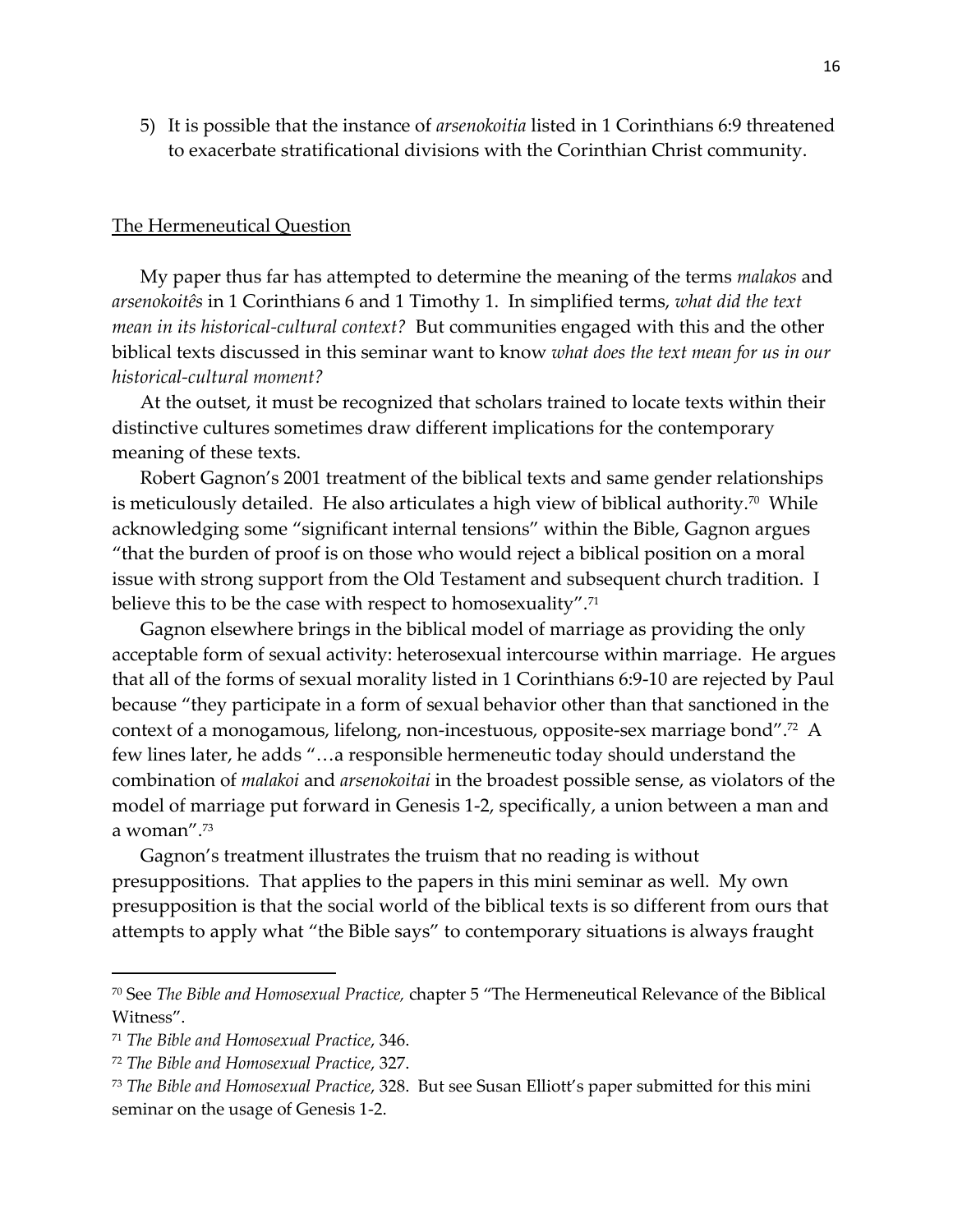5) It is possible that the instance of *arsenokoitia* listed in 1 Corinthians 6:9 threatened to exacerbate stratificational divisions with the Corinthian Christ community.

## The Hermeneutical Question

My paper thus far has attempted to determine the meaning of the terms *malakos* and *arsenokoitês* in 1 Corinthians 6 and 1 Timothy 1. In simplified terms, *what did the text mean in its historical-cultural context?* But communities engaged with this and the other biblical texts discussed in this seminar want to know *what does the text mean for us in our historical-cultural moment?*

At the outset, it must be recognized that scholars trained to locate texts within their distinctive cultures sometimes draw different implications for the contemporary meaning of these texts.

Robert Gagnon's 2001 treatment of the biblical texts and same gender relationships is meticulously detailed. He also articulates a high view of biblical authority.[70] While acknowledging some "significant internal tensions" within the Bible, Gagnon argues "that the burden of proof is on those who would reject a biblical position on a moral issue with strong support from the Old Testament and subsequent church tradition. I believe this to be the case with respect to homosexuality".[71]

Gagnon elsewhere brings in the biblical model of marriage as providing the only acceptable form of sexual activity: heterosexual intercourse within marriage. He argues that all of the forms of sexual morality listed in 1 Corinthians 6:9-10 are rejected by Paul because "they participate in a form of sexual behavior other than that sanctioned in the context of a monogamous, lifelong, non-incestuous, opposite-sex marriage bond".[72] A few lines later, he adds "…a responsible hermeneutic today should understand the combination of *malakoi* and *arsenokoitai* in the broadest possible sense, as violators of the model of marriage put forward in Genesis 1-2, specifically, a union between a man and a woman".[73]

Gagnon's treatment illustrates the truism that no reading is without presuppositions. That applies to the papers in this mini seminar as well. My own presupposition is that the social world of the biblical texts is so different from ours that attempts to apply what "the Bible says" to contemporary situations is always fraught

---

[70] See *The Bible and Homosexual Practice,* chapter 5 "The Hermeneutical Relevance of the Biblical Witness".

[71] *The Bible and Homosexual Practice*, 346.

[72] *The Bible and Homosexual Practice*, 327.

[73] *The Bible and Homosexual Practice*, 328. But see Susan Elliott's paper submitted for this mini seminar on the usage of Genesis 1-2.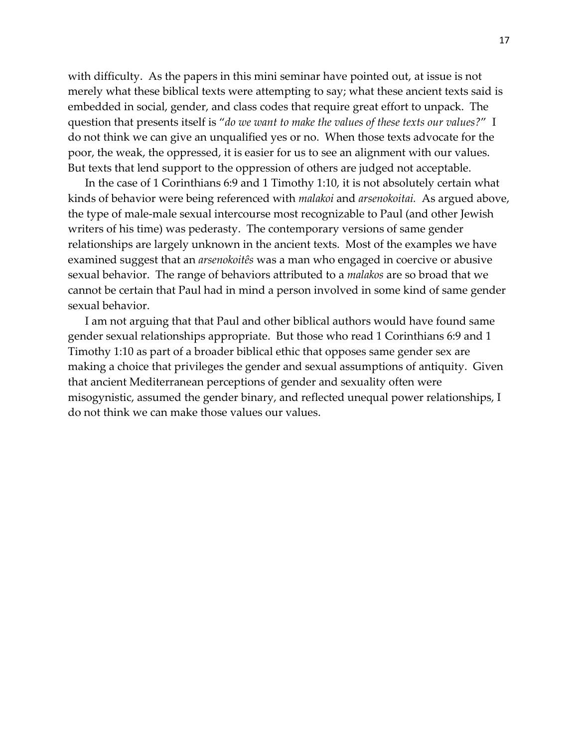with difficulty. As the papers in this mini seminar have pointed out, at issue is not merely what these biblical texts were attempting to say; what these ancient texts said is embedded in social, gender, and class codes that require great effort to unpack. The question that presents itself is "*do we want to make the values of these texts our values?*" I do not think we can give an unqualified yes or no. When those texts advocate for the poor, the weak, the oppressed, it is easier for us to see an alignment with our values. But texts that lend support to the oppression of others are judged not acceptable.

In the case of 1 Corinthians 6:9 and 1 Timothy 1:10, it is not absolutely certain what kinds of behavior were being referenced with *malakoi* and *arsenokoitai.* As argued above, the type of male-male sexual intercourse most recognizable to Paul (and other Jewish writers of his time) was pederasty. The contemporary versions of same gender relationships are largely unknown in the ancient texts. Most of the examples we have examined suggest that an *arsenokoitês* was a man who engaged in coercive or abusive sexual behavior. The range of behaviors attributed to a *malakos* are so broad that we cannot be certain that Paul had in mind a person involved in some kind of same gender sexual behavior.

I am not arguing that that Paul and other biblical authors would have found same gender sexual relationships appropriate. But those who read 1 Corinthians 6:9 and 1 Timothy 1:10 as part of a broader biblical ethic that opposes same gender sex are making a choice that privileges the gender and sexual assumptions of antiquity. Given that ancient Mediterranean perceptions of gender and sexuality often were misogynistic, assumed the gender binary, and reflected unequal power relationships, I do not think we can make those values our values.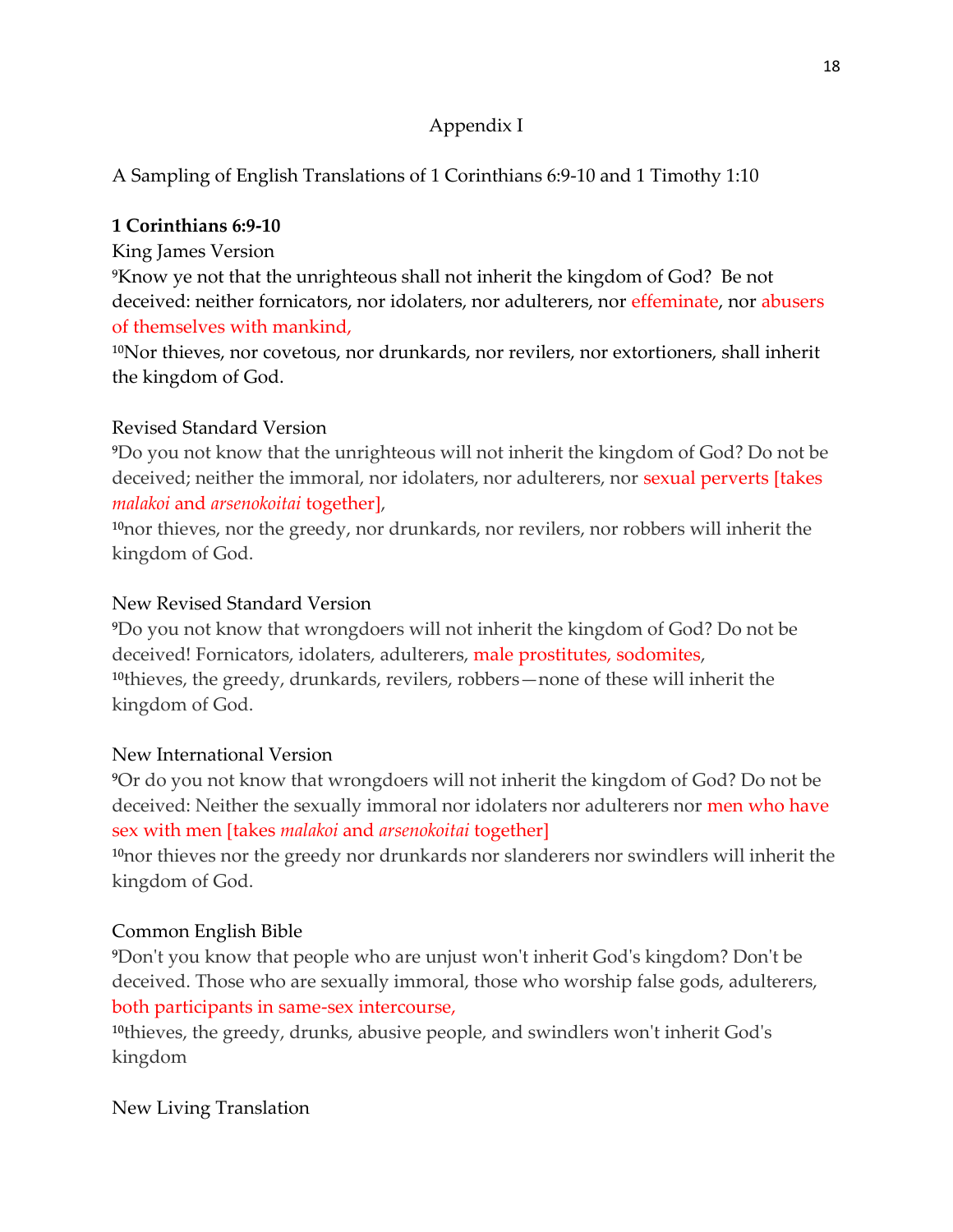## Appendix I

A Sampling of English Translations of 1 Corinthians 6:9-10 and 1 Timothy 1:10

**1 Corinthians 6:9-10**

King James Version

9Know ye not that the unrighteous shall not inherit the kingdom of God? Be not deceived: neither fornicators, nor idolaters, nor adulterers, nor effeminate, nor abusers of themselves with mankind,

10Nor thieves, nor covetous, nor drunkards, nor revilers, nor extortioners, shall inherit the kingdom of God.

Revised Standard Version

9Do you not know that the unrighteous will not inherit the kingdom of God? Do not be deceived; neither the immoral, nor idolaters, nor adulterers, nor sexual perverts [takes *malakoi* and *arsenokoitai* together],

10nor thieves, nor the greedy, nor drunkards, nor revilers, nor robbers will inherit the kingdom of God.

New Revised Standard Version

9Do you not know that wrongdoers will not inherit the kingdom of God? Do not be deceived! Fornicators, idolaters, adulterers, male prostitutes, sodomites,

10thieves, the greedy, drunkards, revilers, robbers—none of these will inherit the kingdom of God.

New International Version

9Or do you not know that wrongdoers will not inherit the kingdom of God? Do not be deceived: Neither the sexually immoral nor idolaters nor adulterers nor men who have sex with men [takes *malakoi* and *arsenokoitai* together]

10nor thieves nor the greedy nor drunkards nor slanderers nor swindlers will inherit the kingdom of God.

Common English Bible

9Don't you know that people who are unjust won't inherit God's kingdom? Don't be deceived. Those who are sexually immoral, those who worship false gods, adulterers, both participants in same-sex intercourse,

10thieves, the greedy, drunks, abusive people, and swindlers won't inherit God's kingdom

New Living Translation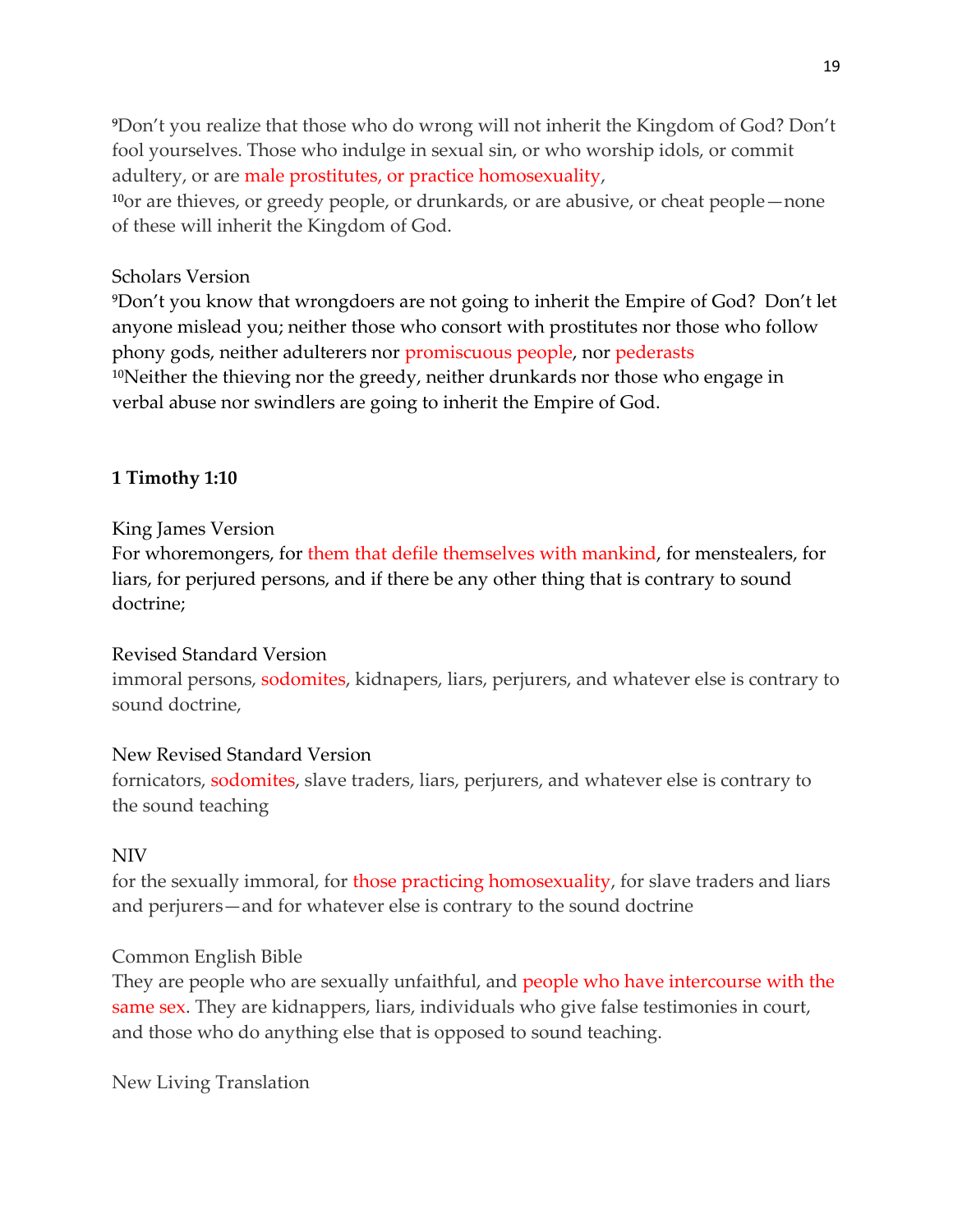[9]Don't you realize that those who do wrong will not inherit the Kingdom of God? Don't fool yourselves. Those who indulge in sexual sin, or who worship idols, or commit adultery, or are male prostitutes, or practice homosexuality,
[10]or are thieves, or greedy people, or drunkards, or are abusive, or cheat people—none of these will inherit the Kingdom of God.

Scholars Version
[9]Don't you know that wrongdoers are not going to inherit the Empire of God? Don't let anyone mislead you; neither those who consort with prostitutes nor those who follow phony gods, neither adulterers nor promiscuous people, nor pederasts
[10]Neither the thieving nor the greedy, neither drunkards nor those who engage in verbal abuse nor swindlers are going to inherit the Empire of God.

**1 Timothy 1:10**

King James Version
For whoremongers, for them that defile themselves with mankind, for menstealers, for liars, for perjured persons, and if there be any other thing that is contrary to sound doctrine;

Revised Standard Version
immoral persons, sodomites, kidnapers, liars, perjurers, and whatever else is contrary to sound doctrine,

New Revised Standard Version
fornicators, sodomites, slave traders, liars, perjurers, and whatever else is contrary to the sound teaching

NIV
for the sexually immoral, for those practicing homosexuality, for slave traders and liars and perjurers—and for whatever else is contrary to the sound doctrine

Common English Bible
They are people who are sexually unfaithful, and people who have intercourse with the same sex. They are kidnappers, liars, individuals who give false testimonies in court, and those who do anything else that is opposed to sound teaching.

New Living Translation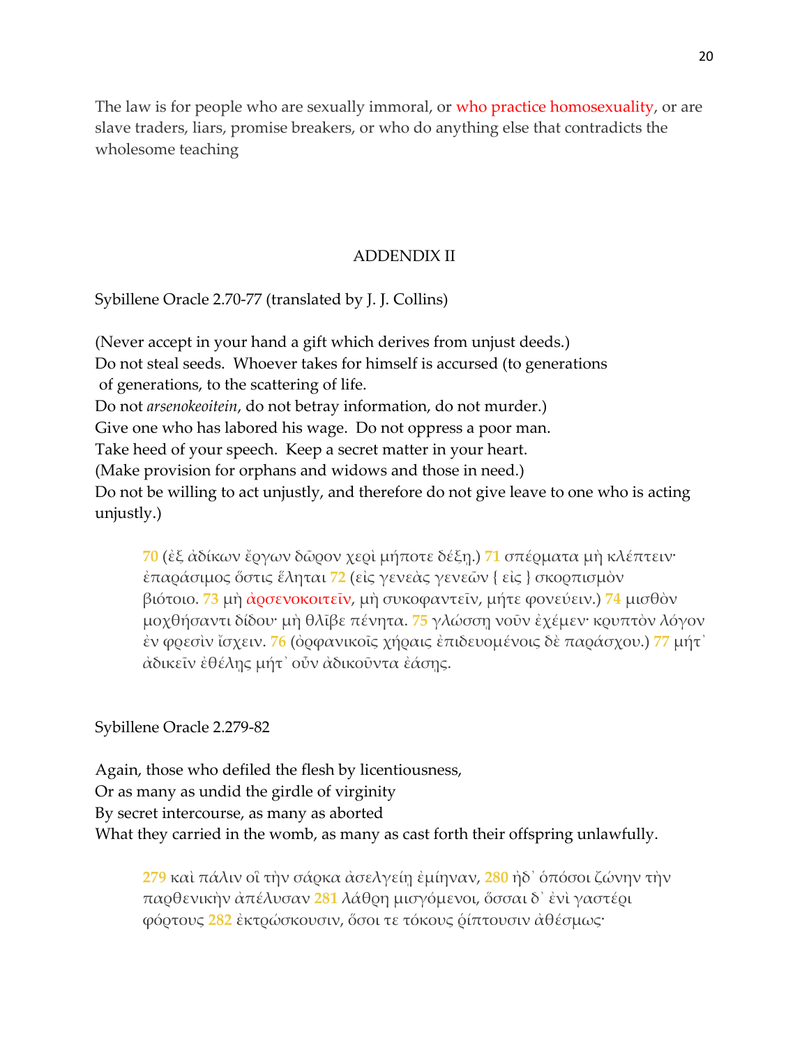The law is for people who are sexually immoral, or who practice homosexuality, or are slave traders, liars, promise breakers, or who do anything else that contradicts the wholesome teaching

## ADDENDIX II

Sybillene Oracle 2.70-77 (translated by J. J. Collins)

(Never accept in your hand a gift which derives from unjust deeds.)
Do not steal seeds. Whoever takes for himself is accursed (to generations of generations, to the scattering of life.
Do not *arsenokeoitein*, do not betray information, do not murder.)
Give one who has labored his wage. Do not oppress a poor man.
Take heed of your speech. Keep a secret matter in your heart.
(Make provision for orphans and widows and those in need.)
Do not be willing to act unjustly, and therefore do not give leave to one who is acting unjustly.)

> 70 (ἐξ ἀδίκων ἔργων δῶρον χερὶ μήποτε δέξῃ.) 71 σπέρματα μὴ κλέπτειν· ἐπαράσιμος ὅστις ἕληται 72 (εἰς γενεὰς γενεῶν { εἰς } σκορπισμὸν βιότοιο. 73 μὴ ἀρσενοκοιτεῖν, μὴ συκοφαντεῖν, μήτε φονεύειν.) 74 μισθὸν μοχθήσαντι δίδου· μὴ θλῖβε πένητα. 75 γλώσσῃ νοῦν ἐχέμεν· κρυπτὸν λόγον ἐν φρεσὶν ἴσχειν. 76 (ὀρφανικοῖς χήραις ἐπιδευομένοις δὲ παράσχου.) 77 μήτ᾽ ἀδικεῖν ἐθέλῃς μήτ᾽ οὖν ἀδικοῦντα ἐάσῃς.

Sybillene Oracle 2.279-82

Again, those who defiled the flesh by licentiousness,
Or as many as undid the girdle of virginity
By secret intercourse, as many as aborted
What they carried in the womb, as many as cast forth their offspring unlawfully.

> 279 καὶ πάλιν οἳ τὴν σάρκα ἀσελγείῃ ἐμίηναν, 280 ἠδ᾽ ὁπόσοι ζώνην τὴν παρθενικὴν ἀπέλυσαν 281 λάθρῃ μισγόμενοι, ὅσσαι δ᾽ ἐνὶ γαστέρι φόρτους 282 ἐκτρώσκουσιν, ὅσοι τε τόκους ῥίπτουσιν ἀθέσμως·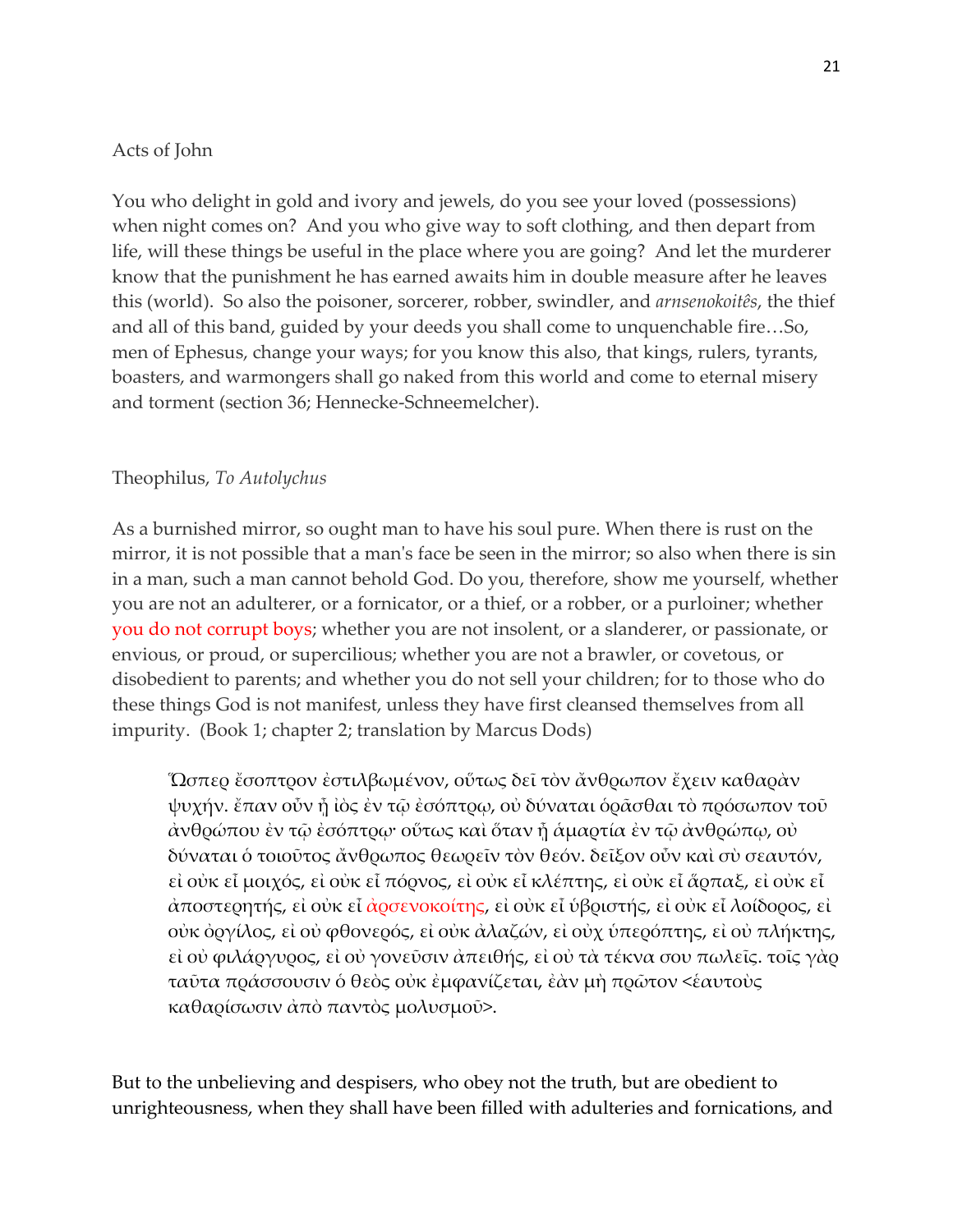Acts of John

You who delight in gold and ivory and jewels, do you see your loved (possessions) when night comes on? And you who give way to soft clothing, and then depart from life, will these things be useful in the place where you are going? And let the murderer know that the punishment he has earned awaits him in double measure after he leaves this (world). So also the poisoner, sorcerer, robber, swindler, and *arnsenokoitês*, the thief and all of this band, guided by your deeds you shall come to unquenchable fire…So, men of Ephesus, change your ways; for you know this also, that kings, rulers, tyrants, boasters, and warmongers shall go naked from this world and come to eternal misery and torment (section 36; Hennecke-Schneemelcher).

Theophilus, *To Autolychus*

As a burnished mirror, so ought man to have his soul pure. When there is rust on the mirror, it is not possible that a man's face be seen in the mirror; so also when there is sin in a man, such a man cannot behold God. Do you, therefore, show me yourself, whether you are not an adulterer, or a fornicator, or a thief, or a robber, or a purloiner; whether you do not corrupt boys; whether you are not insolent, or a slanderer, or passionate, or envious, or proud, or supercilious; whether you are not a brawler, or covetous, or disobedient to parents; and whether you do not sell your children; for to those who do these things God is not manifest, unless they have first cleansed themselves from all impurity. (Book 1; chapter 2; translation by Marcus Dods)

> Ὥσπερ ἔσοπτρον ἐστιλβωμένον, οὕτως δεῖ τὸν ἄνθρωπον ἔχειν καθαρὰν ψυχήν. ἔπαν οὖν ᾖ ἰὸς ἐν τῷ ἐσόπτρῳ, οὐ δύναται ὁρᾶσθαι τὸ πρόσωπον τοῦ ἀνθρώπου ἐν τῷ ἐσόπτρῳ· οὕτως καὶ ὅταν ᾖ ἁμαρτία ἐν τῷ ἀνθρώπῳ, οὐ δύναται ὁ τοιοῦτος ἄνθρωπος θεωρεῖν τὸν θεόν. δεῖξον οὖν καὶ σὺ σεαυτόν, εἰ οὐκ εἶ μοιχός, εἰ οὐκ εἶ πόρνος, εἰ οὐκ εἶ κλέπτης, εἰ οὐκ εἶ ἅρπαξ, εἰ οὐκ εἶ ἀποστερητής, εἰ οὐκ εἶ ἀρσενοκοίτης, εἰ οὐκ εἶ ὑβριστής, εἰ οὐκ εἶ λοίδορος, εἰ οὐκ ὀργίλος, εἰ οὐ φθονερός, εἰ οὐκ ἀλαζών, εἰ οὐχ ὑπερόπτης, εἰ οὐ πλήκτης, εἰ οὐ φιλάργυρος, εἰ οὐ γονεῦσιν ἀπειθής, εἰ οὐ τὰ τέκνα σου πωλεῖς. τοῖς γὰρ ταῦτα πράσσουσιν ὁ θεὸς οὐκ ἐμφανίζεται, ἐὰν μὴ πρῶτον <ἑαυτοὺς καθαρίσωσιν ἀπὸ παντὸς μολυσμοῦ>.

But to the unbelieving and despisers, who obey not the truth, but are obedient to unrighteousness, when they shall have been filled with adulteries and fornications, and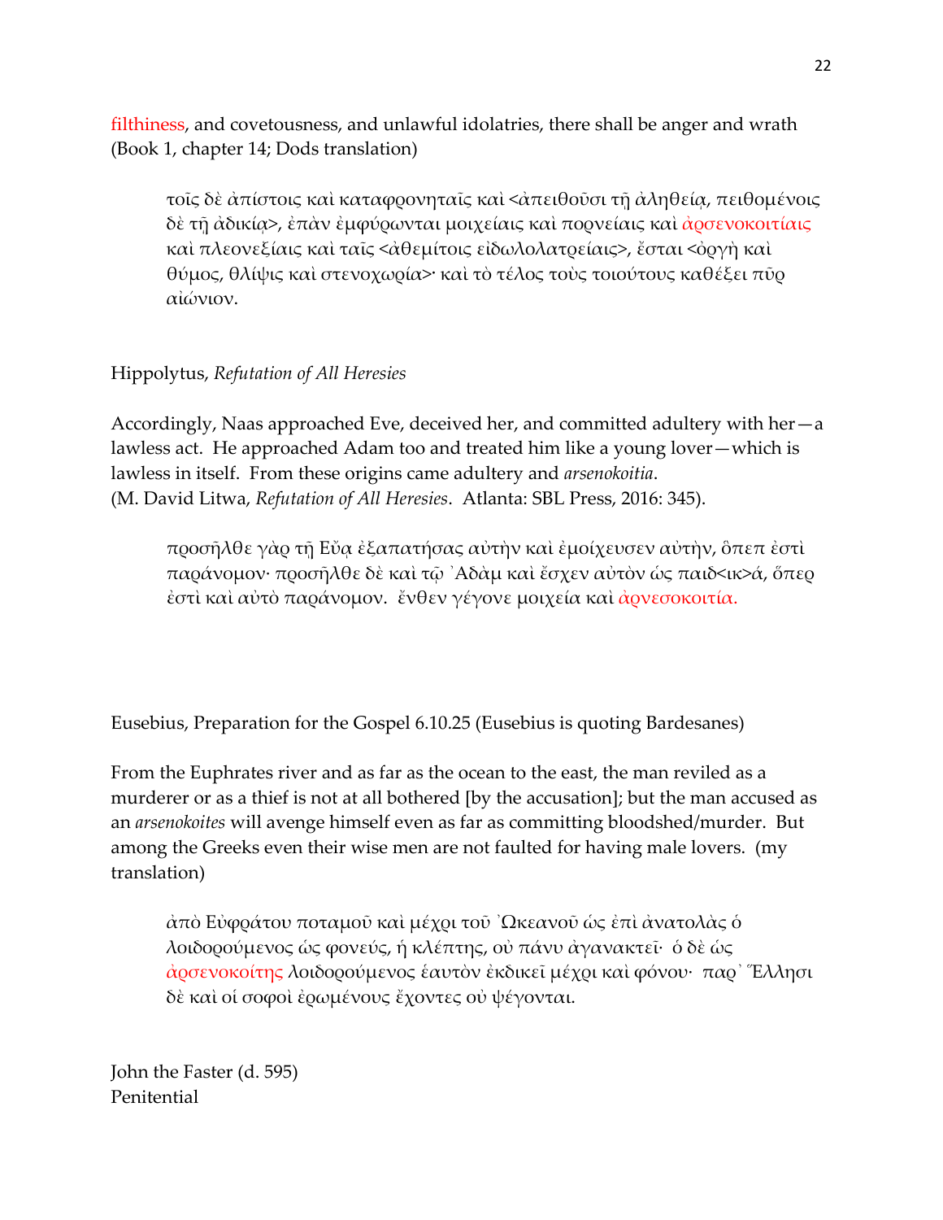filthiness, and covetousness, and unlawful idolatries, there shall be anger and wrath (Book 1, chapter 14; Dods translation)

> τοῖς δὲ ἀπίστοις καὶ καταφρονηταῖς καὶ <ἀπειθοῦσι τῇ ἀληθείᾳ, πειθομένοις δὲ τῇ ἀδικίᾳ>, ἐπὰν ἐμφύρωνται μοιχείαις καὶ πορνείαις καὶ ἀρσενοκοιτίαις καὶ πλεονεξίαις καὶ ταῖς <ἀθεμίτοις εἰδωλολατρείαις>, ἔσται <ὀργὴ καὶ θύμος, θλίψις καὶ στενοχωρία>· καὶ τὸ τέλος τοὺς τοιούτους καθέξει πῦρ αἰώνιον.

Hippolytus, *Refutation of All Heresies*

Accordingly, Naas approached Eve, deceived her, and committed adultery with her—a lawless act. He approached Adam too and treated him like a young lover—which is lawless in itself. From these origins came adultery and *arsenokoitia*.
(M. David Litwa, *Refutation of All Heresies*. Atlanta: SBL Press, 2016: 345).

> προσῆλθε γὰρ τῇ Εὔᾳ ἐξαπατήσας αὐτὴν καὶ ἐμοίχευσεν αὐτὴν, ὅπεπ ἐστὶ παράνομον· προσῆλθε δὲ καὶ τῷ ᾿Αδὰμ καὶ ἔσχεν αὐτὸν ὡς παιδ<ικ>ά, ὅπερ ἐστὶ καὶ αὐτὸ παράνομον. ἔνθεν γέγονε μοιχεία καὶ ἀρνεσοκοιτία.

Eusebius, Preparation for the Gospel 6.10.25 (Eusebius is quoting Bardesanes)

From the Euphrates river and as far as the ocean to the east, the man reviled as a murderer or as a thief is not at all bothered [by the accusation]; but the man accused as an *arsenokoites* will avenge himself even as far as committing bloodshed/murder. But among the Greeks even their wise men are not faulted for having male lovers. (my translation)

> ἀπὸ Εὐφράτου ποταμοῦ καὶ μέχρι τοῦ ᾿Ωκεανοῦ ὡς ἐπὶ ἀνατολὰς ὁ λοιδορούμενος ὡς φονεύς, ἤ κλέπτης, οὐ πάνυ ἀγανακτεῖ· ὁ δὲ ὡς ἀρσενοκοίτης λοιδορούμενος ἑαυτὸν ἐκδικεῖ μέχρι καὶ φόνου· παρ᾽ Ἕλλησι δὲ καὶ οἱ σοφοὶ ἐρωμένους ἔχοντες οὐ ψέγονται.

John the Faster (d. 595)
Penitential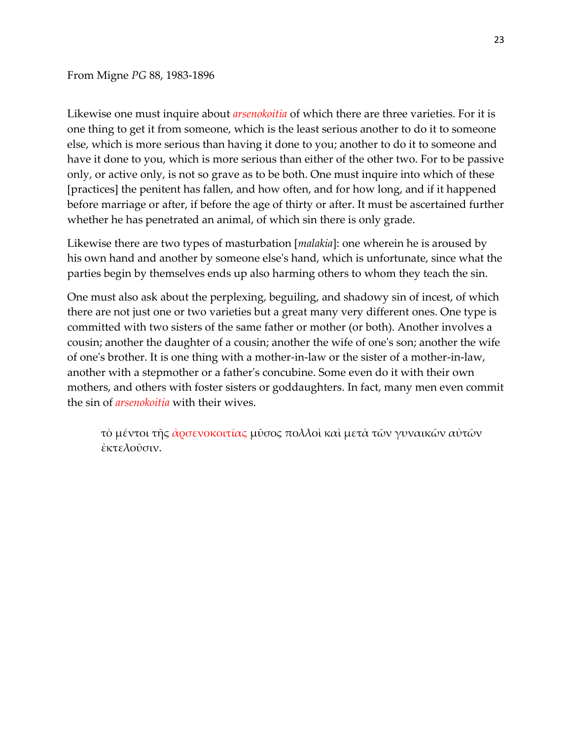From Migne *PG* 88, 1983-1896

Likewise one must inquire about *arsenokoitia* of which there are three varieties. For it is one thing to get it from someone, which is the least serious another to do it to someone else, which is more serious than having it done to you; another to do it to someone and have it done to you, which is more serious than either of the other two. For to be passive only, or active only, is not so grave as to be both. One must inquire into which of these [practices] the penitent has fallen, and how often, and for how long, and if it happened before marriage or after, if before the age of thirty or after. It must be ascertained further whether he has penetrated an animal, of which sin there is only grade.

Likewise there are two types of masturbation [*malakia*]: one wherein he is aroused by his own hand and another by someone else's hand, which is unfortunate, since what the parties begin by themselves ends up also harming others to whom they teach the sin.

One must also ask about the perplexing, beguiling, and shadowy sin of incest, of which there are not just one or two varieties but a great many very different ones. One type is committed with two sisters of the same father or mother (or both). Another involves a cousin; another the daughter of a cousin; another the wife of one's son; another the wife of one's brother. It is one thing with a mother-in-law or the sister of a mother-in-law, another with a stepmother or a father's concubine. Some even do it with their own mothers, and others with foster sisters or goddaughters. In fact, many men even commit the sin of *arsenokoitia* with their wives.

> τὸ μέντοι τῆς ἀρσενοκοιτίας μῦσος πολλοὶ καὶ μετὰ τῶν γυναικῶν αὐτῶν ἐκτελοῦσιν.